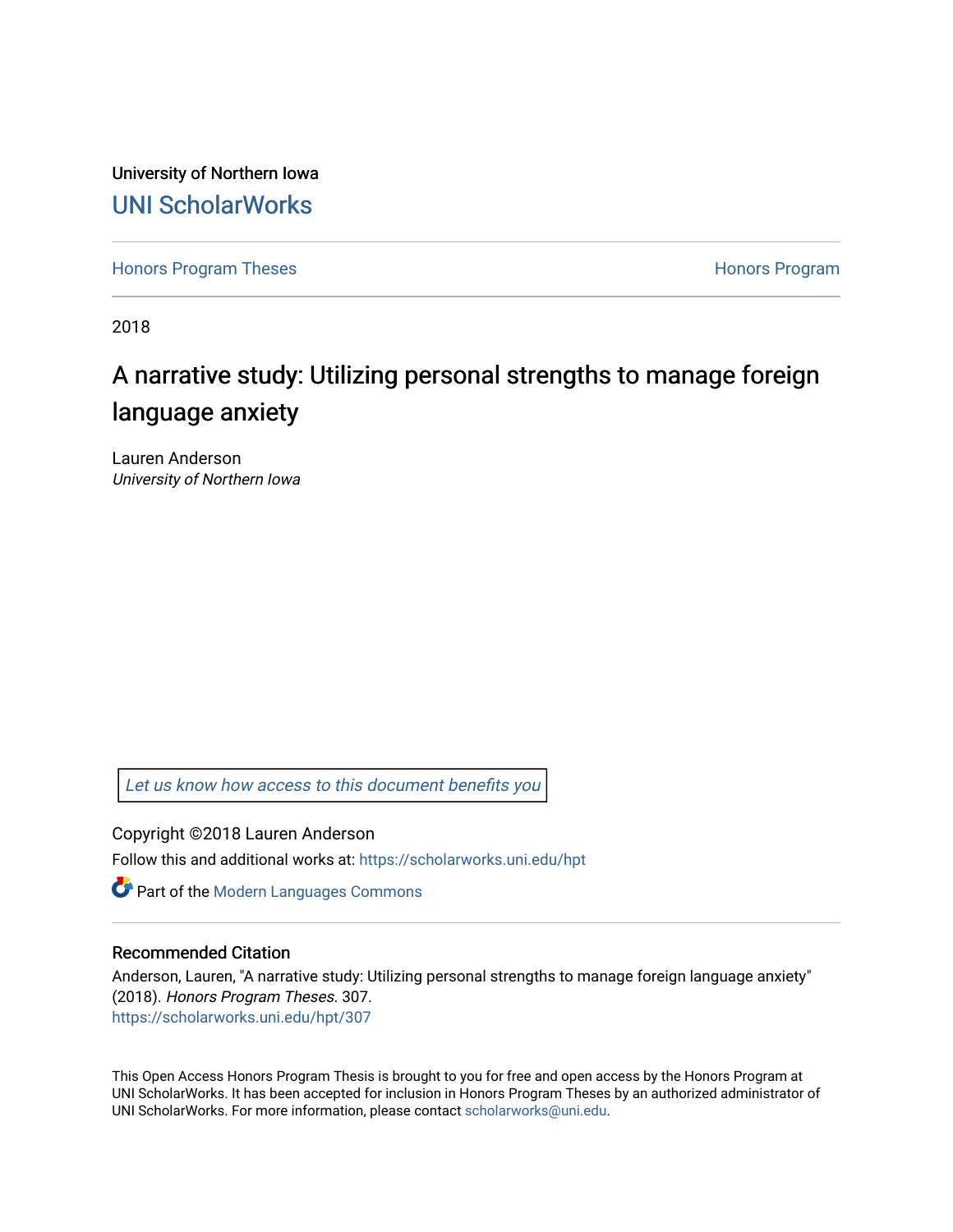University of Northern Iowa

UNI ScholarWorks

Honors Program Theses | Honors Program

2018

# A narrative study: Utilizing personal strengths to manage foreign language anxiety

Lauren Anderson

*University of Northern Iowa*

*Let us know how access to this document benefits you*

Copyright ©2018 Lauren Anderson

Follow this and additional works at: https://scholarworks.uni.edu/hpt

Part of the Modern Languages Commons

## Recommended Citation

Anderson, Lauren, "A narrative study: Utilizing personal strengths to manage foreign language anxiety" (2018). *Honors Program Theses*. 307.

https://scholarworks.uni.edu/hpt/307

This Open Access Honors Program Thesis is brought to you for free and open access by the Honors Program at UNI ScholarWorks. It has been accepted for inclusion in Honors Program Theses by an authorized administrator of UNI ScholarWorks. For more information, please contact scholarworks@uni.edu.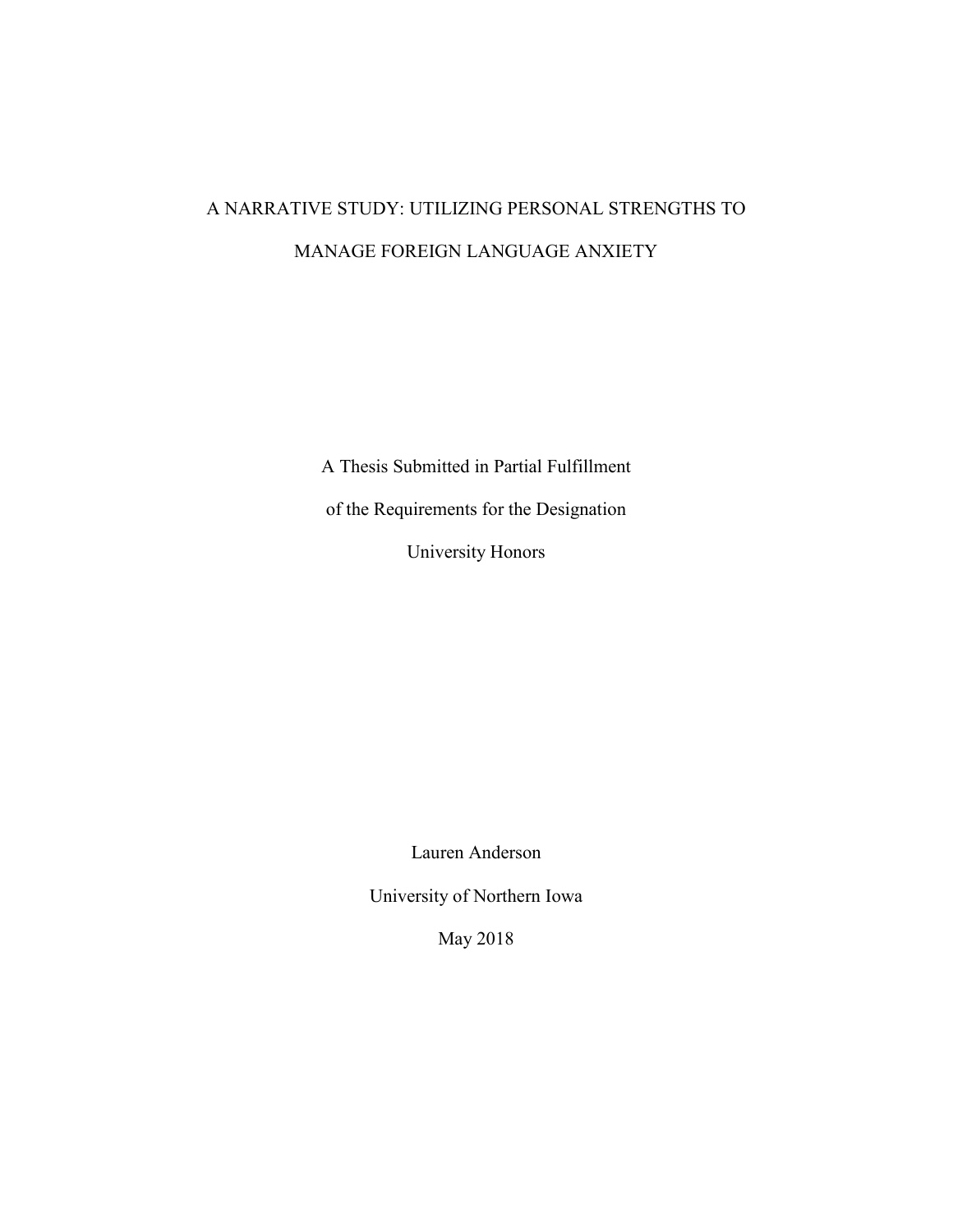# A NARRATIVE STUDY: UTILIZING PERSONAL STRENGTHS TO MANAGE FOREIGN LANGUAGE ANXIETY

A Thesis Submitted in Partial Fulfillment

of the Requirements for the Designation

University Honors

Lauren Anderson

University of Northern Iowa

May 2018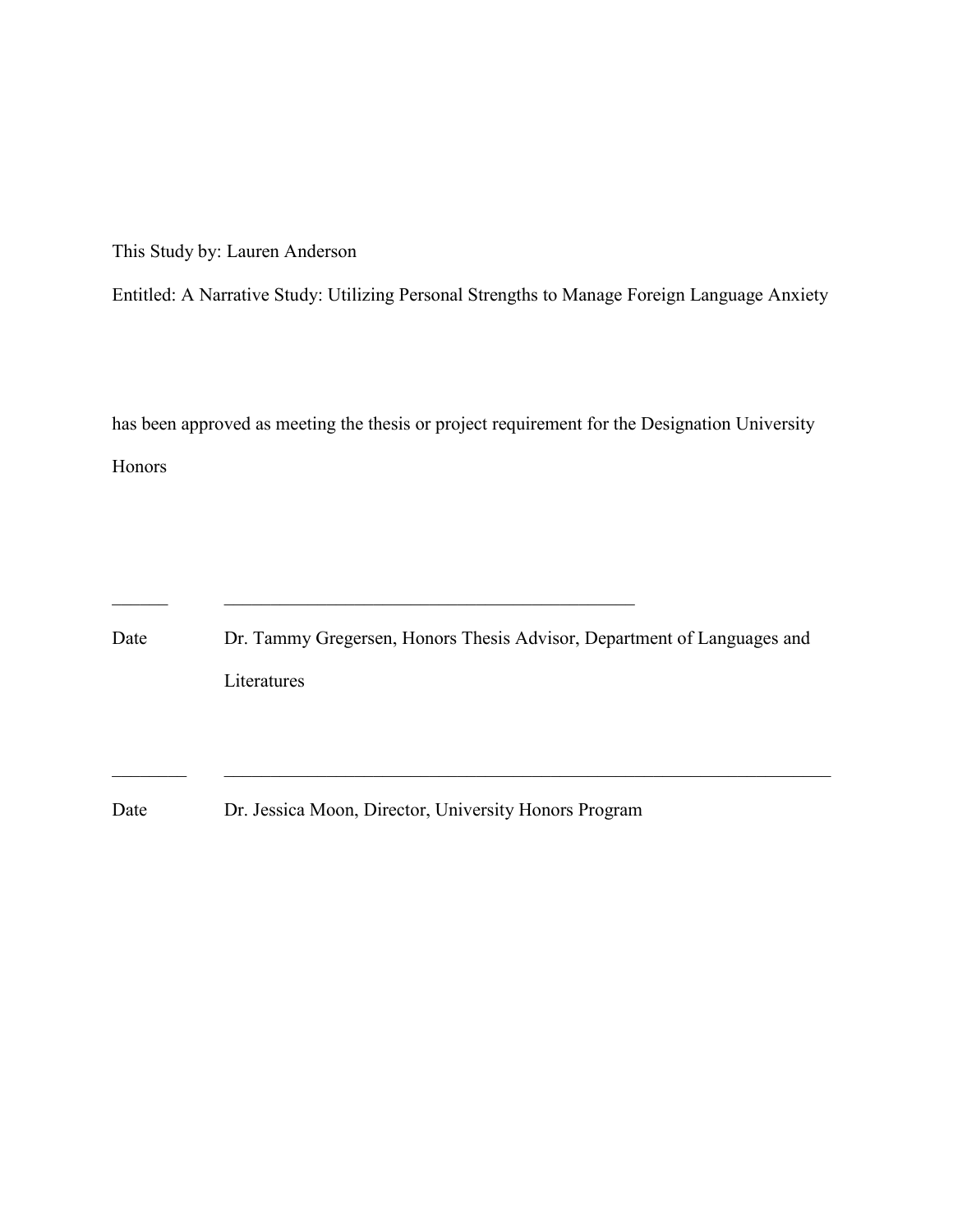This Study by: Lauren Anderson

Entitled: A Narrative Study: Utilizing Personal Strengths to Manage Foreign Language Anxiety

has been approved as meeting the thesis or project requirement for the Designation University Honors

\_\_\_\_\_\_ \_\_\_\_\_\_\_\_\_\_\_\_\_\_\_\_\_\_\_\_\_\_\_\_\_\_\_\_\_\_\_\_\_\_\_\_\_\_\_\_\_\_\_\_\_\_

Date Dr. Tammy Gregersen, Honors Thesis Advisor, Department of Languages and Literatures

\_\_\_\_\_\_\_\_ \_\_\_\_\_\_\_\_\_\_\_\_\_\_\_\_\_\_\_\_\_\_\_\_\_\_\_\_\_\_\_\_\_\_\_\_\_\_\_\_\_\_\_\_\_\_\_\_\_\_\_\_\_\_\_\_\_\_\_\_\_\_\_\_\_\_\_\_\_\_

Date Dr. Jessica Moon, Director, University Honors Program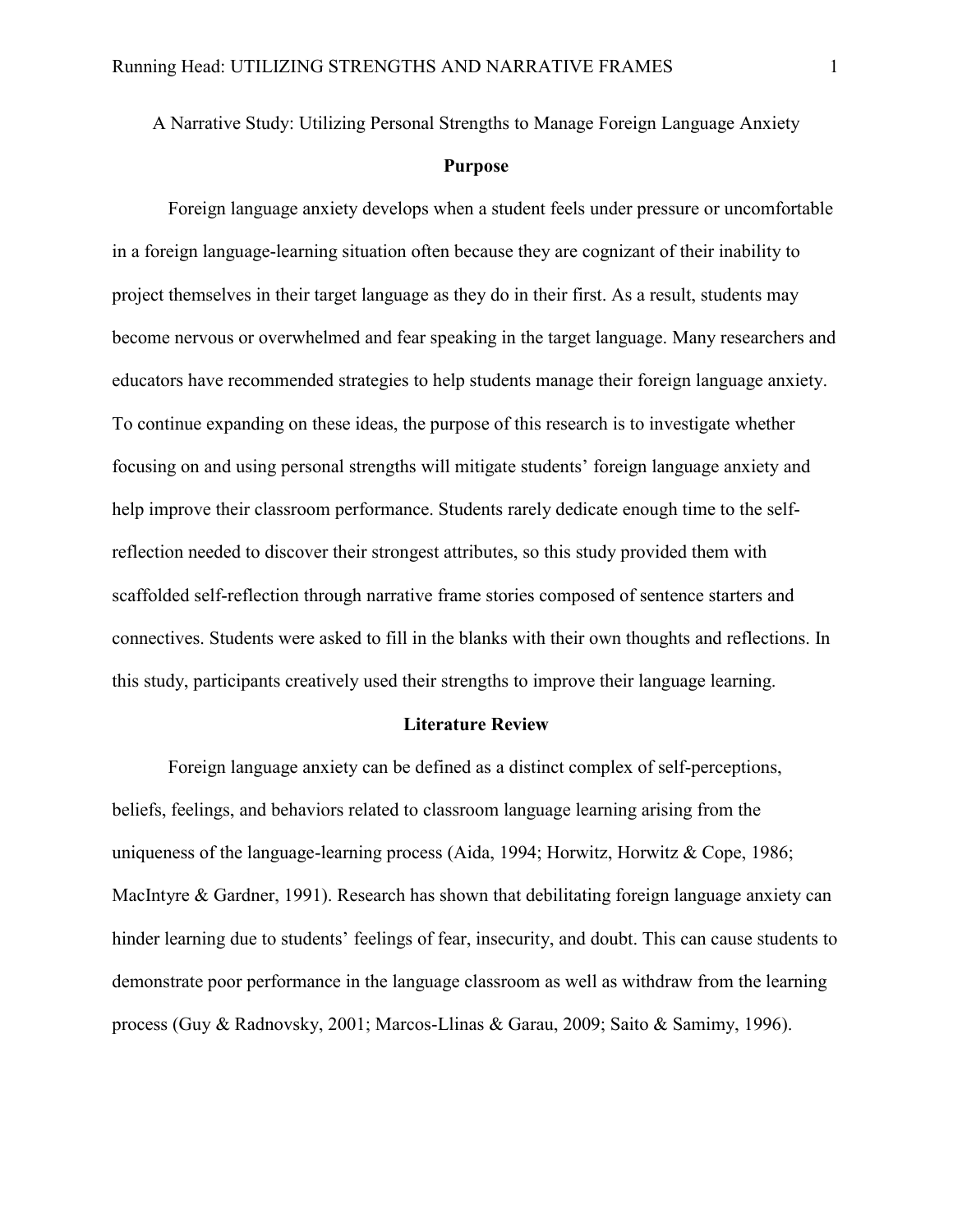A Narrative Study: Utilizing Personal Strengths to Manage Foreign Language Anxiety

## Purpose

Foreign language anxiety develops when a student feels under pressure or uncomfortable in a foreign language-learning situation often because they are cognizant of their inability to project themselves in their target language as they do in their first. As a result, students may become nervous or overwhelmed and fear speaking in the target language. Many researchers and educators have recommended strategies to help students manage their foreign language anxiety. To continue expanding on these ideas, the purpose of this research is to investigate whether focusing on and using personal strengths will mitigate students' foreign language anxiety and help improve their classroom performance. Students rarely dedicate enough time to the self-reflection needed to discover their strongest attributes, so this study provided them with scaffolded self-reflection through narrative frame stories composed of sentence starters and connectives. Students were asked to fill in the blanks with their own thoughts and reflections. In this study, participants creatively used their strengths to improve their language learning.

## Literature Review

Foreign language anxiety can be defined as a distinct complex of self-perceptions, beliefs, feelings, and behaviors related to classroom language learning arising from the uniqueness of the language-learning process (Aida, 1994; Horwitz, Horwitz & Cope, 1986; MacIntyre & Gardner, 1991). Research has shown that debilitating foreign language anxiety can hinder learning due to students' feelings of fear, insecurity, and doubt. This can cause students to demonstrate poor performance in the language classroom as well as withdraw from the learning process (Guy & Radnovsky, 2001; Marcos-Llinas & Garau, 2009; Saito & Samimy, 1996).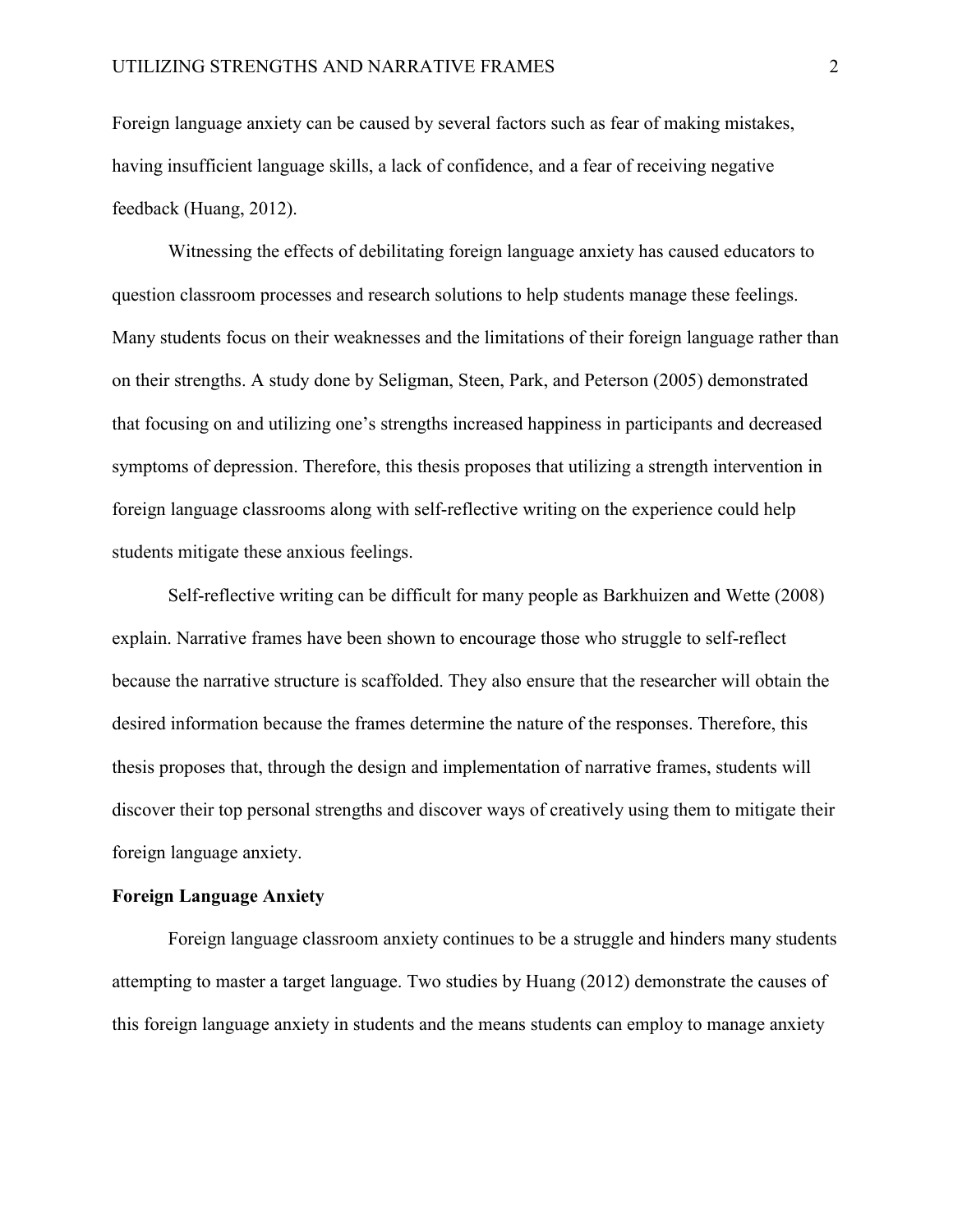Foreign language anxiety can be caused by several factors such as fear of making mistakes, having insufficient language skills, a lack of confidence, and a fear of receiving negative feedback (Huang, 2012).

Witnessing the effects of debilitating foreign language anxiety has caused educators to question classroom processes and research solutions to help students manage these feelings. Many students focus on their weaknesses and the limitations of their foreign language rather than on their strengths. A study done by Seligman, Steen, Park, and Peterson (2005) demonstrated that focusing on and utilizing one's strengths increased happiness in participants and decreased symptoms of depression. Therefore, this thesis proposes that utilizing a strength intervention in foreign language classrooms along with self-reflective writing on the experience could help students mitigate these anxious feelings.

Self-reflective writing can be difficult for many people as Barkhuizen and Wette (2008) explain. Narrative frames have been shown to encourage those who struggle to self-reflect because the narrative structure is scaffolded. They also ensure that the researcher will obtain the desired information because the frames determine the nature of the responses. Therefore, this thesis proposes that, through the design and implementation of narrative frames, students will discover their top personal strengths and discover ways of creatively using them to mitigate their foreign language anxiety.

**Foreign Language Anxiety**

Foreign language classroom anxiety continues to be a struggle and hinders many students attempting to master a target language. Two studies by Huang (2012) demonstrate the causes of this foreign language anxiety in students and the means students can employ to manage anxiety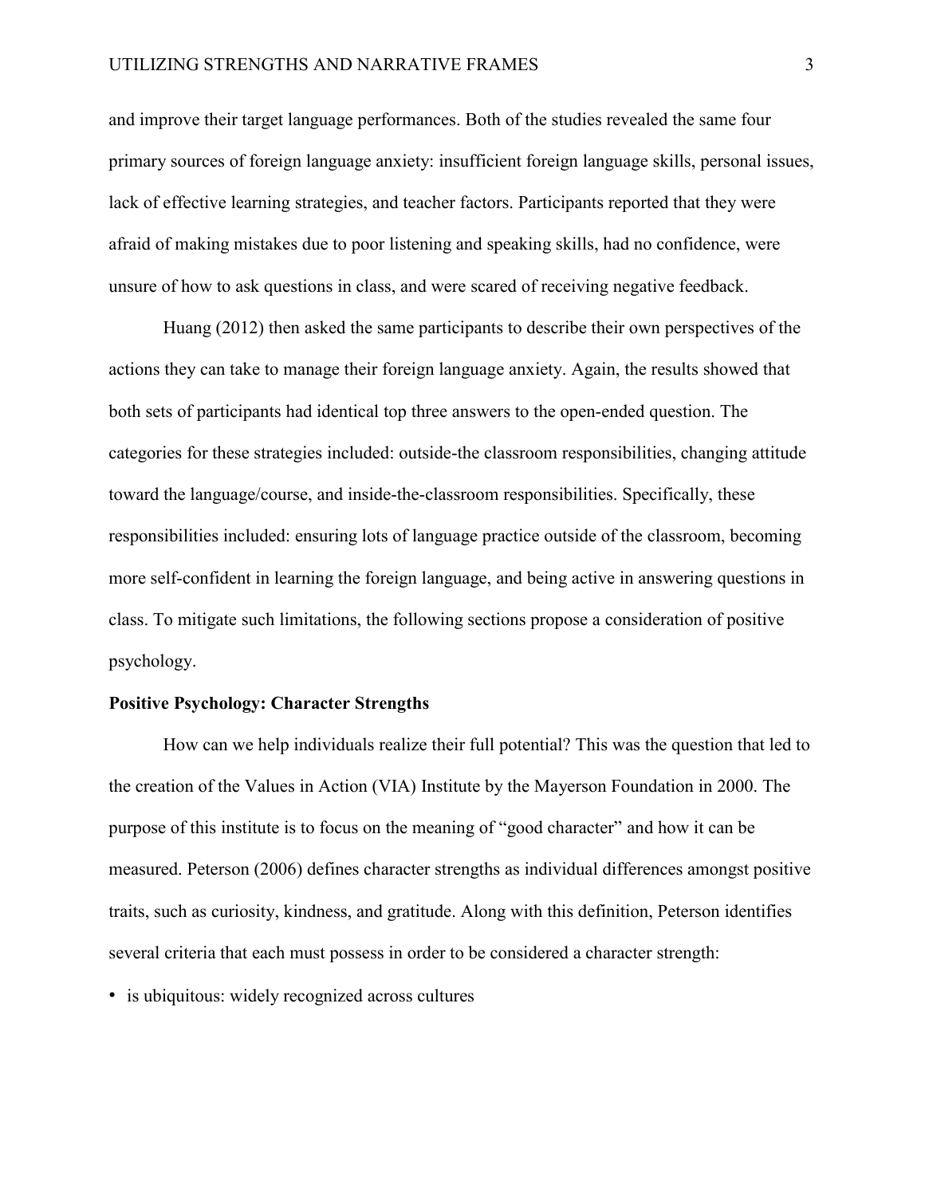and improve their target language performances. Both of the studies revealed the same four primary sources of foreign language anxiety: insufficient foreign language skills, personal issues, lack of effective learning strategies, and teacher factors. Participants reported that they were afraid of making mistakes due to poor listening and speaking skills, had no confidence, were unsure of how to ask questions in class, and were scared of receiving negative feedback.

Huang (2012) then asked the same participants to describe their own perspectives of the actions they can take to manage their foreign language anxiety. Again, the results showed that both sets of participants had identical top three answers to the open-ended question. The categories for these strategies included: outside-the classroom responsibilities, changing attitude toward the language/course, and inside-the-classroom responsibilities. Specifically, these responsibilities included: ensuring lots of language practice outside of the classroom, becoming more self-confident in learning the foreign language, and being active in answering questions in class. To mitigate such limitations, the following sections propose a consideration of positive psychology.

**Positive Psychology: Character Strengths**

How can we help individuals realize their full potential? This was the question that led to the creation of the Values in Action (VIA) Institute by the Mayerson Foundation in 2000. The purpose of this institute is to focus on the meaning of "good character" and how it can be measured. Peterson (2006) defines character strengths as individual differences amongst positive traits, such as curiosity, kindness, and gratitude. Along with this definition, Peterson identifies several criteria that each must possess in order to be considered a character strength:

- is ubiquitous: widely recognized across cultures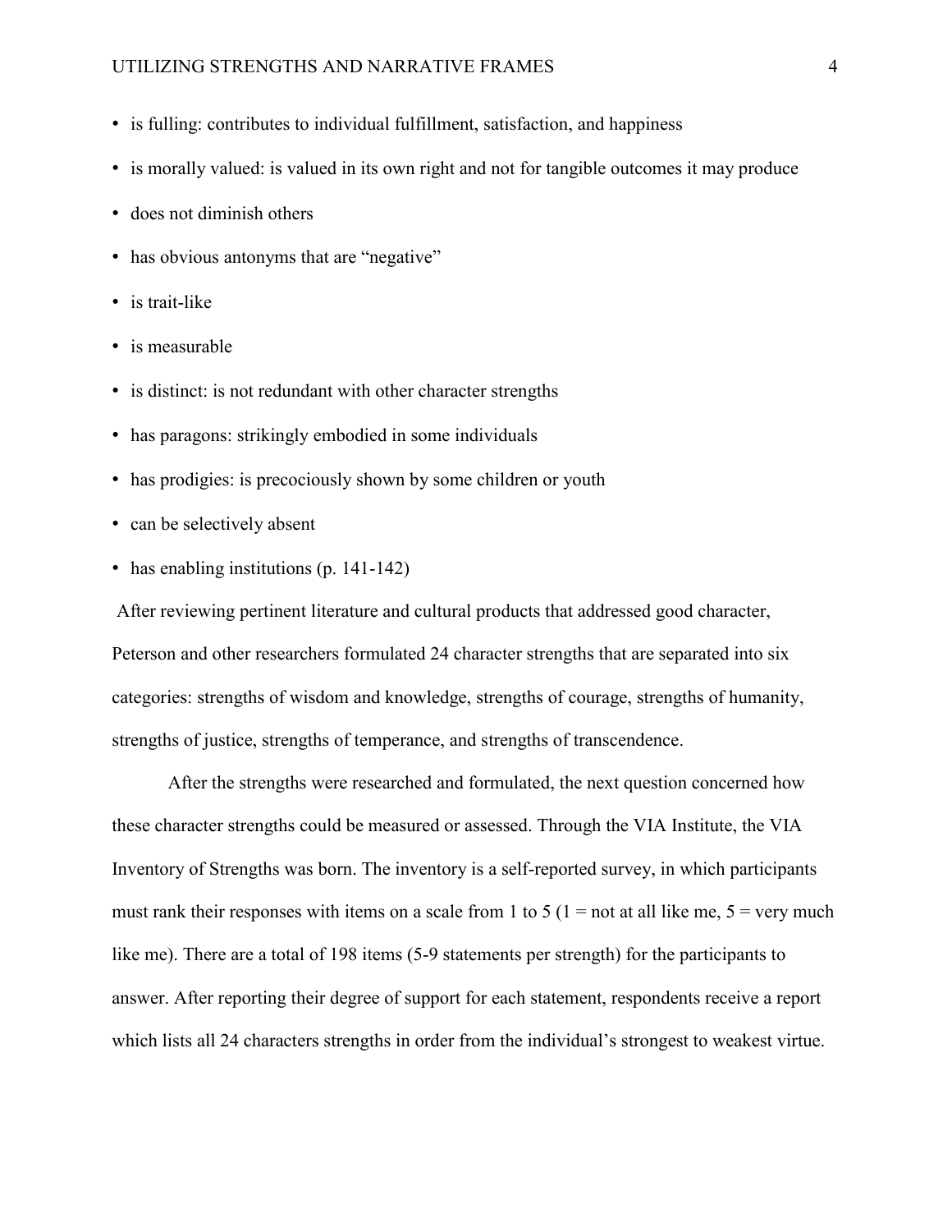- is fulling: contributes to individual fulfillment, satisfaction, and happiness
- is morally valued: is valued in its own right and not for tangible outcomes it may produce
- does not diminish others
- has obvious antonyms that are "negative"
- is trait-like
- is measurable
- is distinct: is not redundant with other character strengths
- has paragons: strikingly embodied in some individuals
- has prodigies: is precociously shown by some children or youth
- can be selectively absent
- has enabling institutions (p. 141-142)

After reviewing pertinent literature and cultural products that addressed good character, Peterson and other researchers formulated 24 character strengths that are separated into six categories: strengths of wisdom and knowledge, strengths of courage, strengths of humanity, strengths of justice, strengths of temperance, and strengths of transcendence.

After the strengths were researched and formulated, the next question concerned how these character strengths could be measured or assessed. Through the VIA Institute, the VIA Inventory of Strengths was born. The inventory is a self-reported survey, in which participants must rank their responses with items on a scale from 1 to 5 (1 = not at all like me, 5 = very much like me). There are a total of 198 items (5-9 statements per strength) for the participants to answer. After reporting their degree of support for each statement, respondents receive a report which lists all 24 characters strengths in order from the individual's strongest to weakest virtue.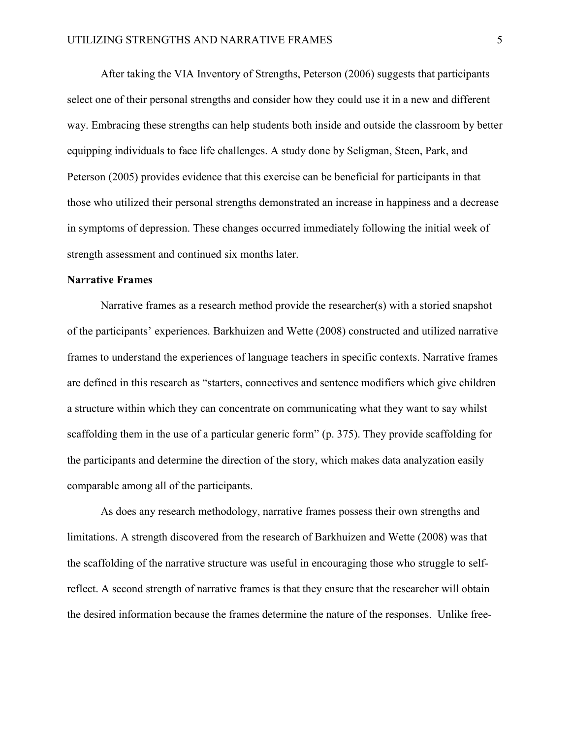After taking the VIA Inventory of Strengths, Peterson (2006) suggests that participants select one of their personal strengths and consider how they could use it in a new and different way. Embracing these strengths can help students both inside and outside the classroom by better equipping individuals to face life challenges. A study done by Seligman, Steen, Park, and Peterson (2005) provides evidence that this exercise can be beneficial for participants in that those who utilized their personal strengths demonstrated an increase in happiness and a decrease in symptoms of depression. These changes occurred immediately following the initial week of strength assessment and continued six months later.

**Narrative Frames**

Narrative frames as a research method provide the researcher(s) with a storied snapshot of the participants' experiences. Barkhuizen and Wette (2008) constructed and utilized narrative frames to understand the experiences of language teachers in specific contexts. Narrative frames are defined in this research as "starters, connectives and sentence modifiers which give children a structure within which they can concentrate on communicating what they want to say whilst scaffolding them in the use of a particular generic form" (p. 375). They provide scaffolding for the participants and determine the direction of the story, which makes data analyzation easily comparable among all of the participants.

As does any research methodology, narrative frames possess their own strengths and limitations. A strength discovered from the research of Barkhuizen and Wette (2008) was that the scaffolding of the narrative structure was useful in encouraging those who struggle to self-reflect. A second strength of narrative frames is that they ensure that the researcher will obtain the desired information because the frames determine the nature of the responses. Unlike free-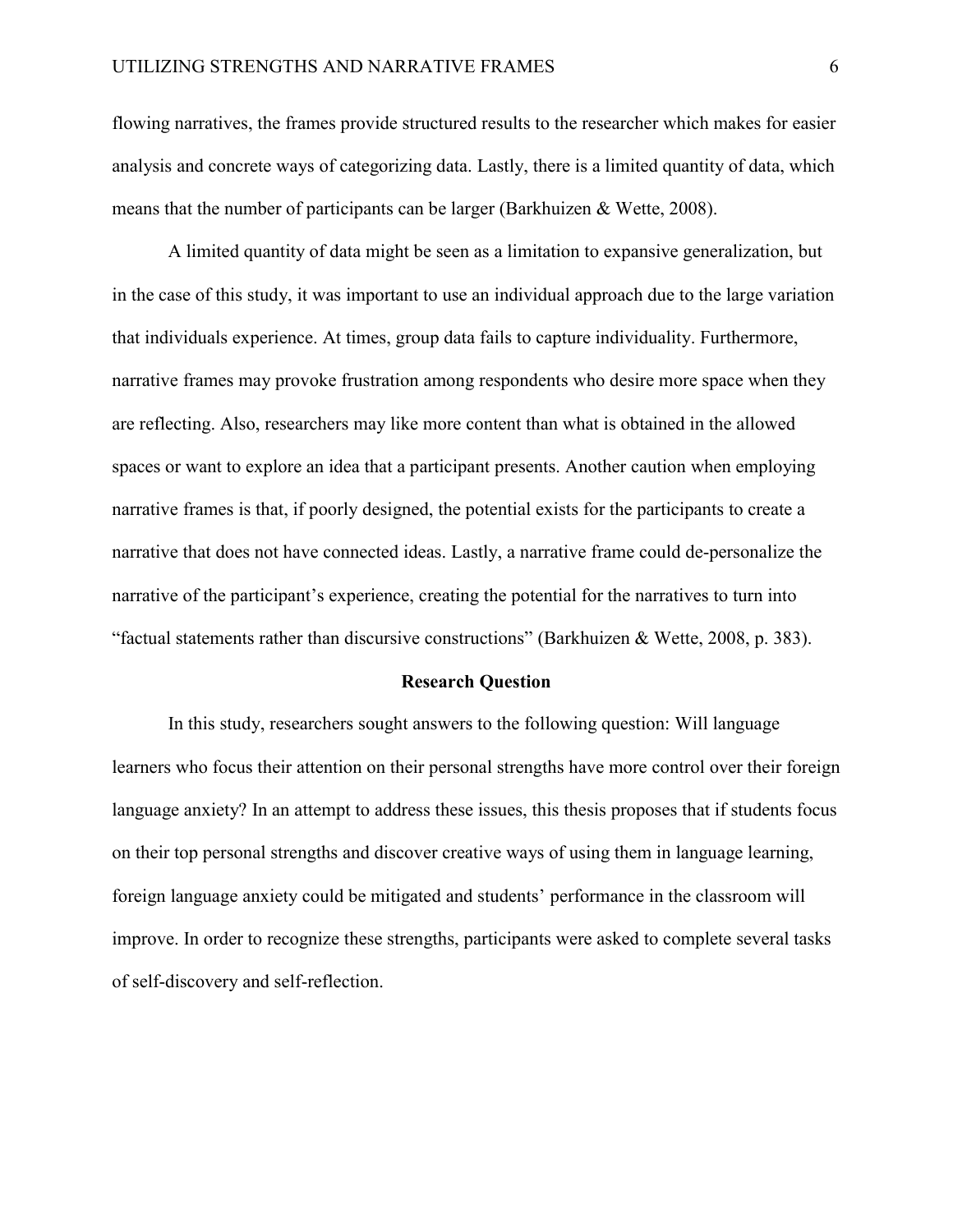flowing narratives, the frames provide structured results to the researcher which makes for easier analysis and concrete ways of categorizing data. Lastly, there is a limited quantity of data, which means that the number of participants can be larger (Barkhuizen & Wette, 2008).

A limited quantity of data might be seen as a limitation to expansive generalization, but in the case of this study, it was important to use an individual approach due to the large variation that individuals experience. At times, group data fails to capture individuality. Furthermore, narrative frames may provoke frustration among respondents who desire more space when they are reflecting. Also, researchers may like more content than what is obtained in the allowed spaces or want to explore an idea that a participant presents. Another caution when employing narrative frames is that, if poorly designed, the potential exists for the participants to create a narrative that does not have connected ideas. Lastly, a narrative frame could de-personalize the narrative of the participant's experience, creating the potential for the narratives to turn into "factual statements rather than discursive constructions" (Barkhuizen & Wette, 2008, p. 383).

## Research Question

In this study, researchers sought answers to the following question: Will language learners who focus their attention on their personal strengths have more control over their foreign language anxiety? In an attempt to address these issues, this thesis proposes that if students focus on their top personal strengths and discover creative ways of using them in language learning, foreign language anxiety could be mitigated and students' performance in the classroom will improve. In order to recognize these strengths, participants were asked to complete several tasks of self-discovery and self-reflection.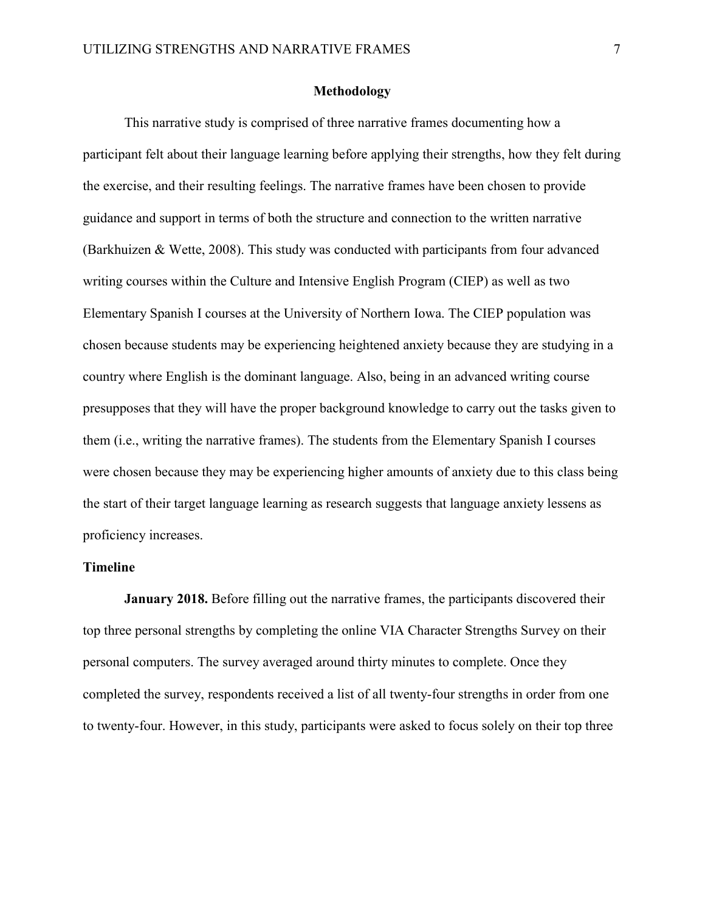## Methodology

This narrative study is comprised of three narrative frames documenting how a participant felt about their language learning before applying their strengths, how they felt during the exercise, and their resulting feelings. The narrative frames have been chosen to provide guidance and support in terms of both the structure and connection to the written narrative (Barkhuizen & Wette, 2008). This study was conducted with participants from four advanced writing courses within the Culture and Intensive English Program (CIEP) as well as two Elementary Spanish I courses at the University of Northern Iowa. The CIEP population was chosen because students may be experiencing heightened anxiety because they are studying in a country where English is the dominant language. Also, being in an advanced writing course presupposes that they will have the proper background knowledge to carry out the tasks given to them (i.e., writing the narrative frames). The students from the Elementary Spanish I courses were chosen because they may be experiencing higher amounts of anxiety due to this class being the start of their target language learning as research suggests that language anxiety lessens as proficiency increases.

### Timeline

**January 2018.** Before filling out the narrative frames, the participants discovered their top three personal strengths by completing the online VIA Character Strengths Survey on their personal computers. The survey averaged around thirty minutes to complete. Once they completed the survey, respondents received a list of all twenty-four strengths in order from one to twenty-four. However, in this study, participants were asked to focus solely on their top three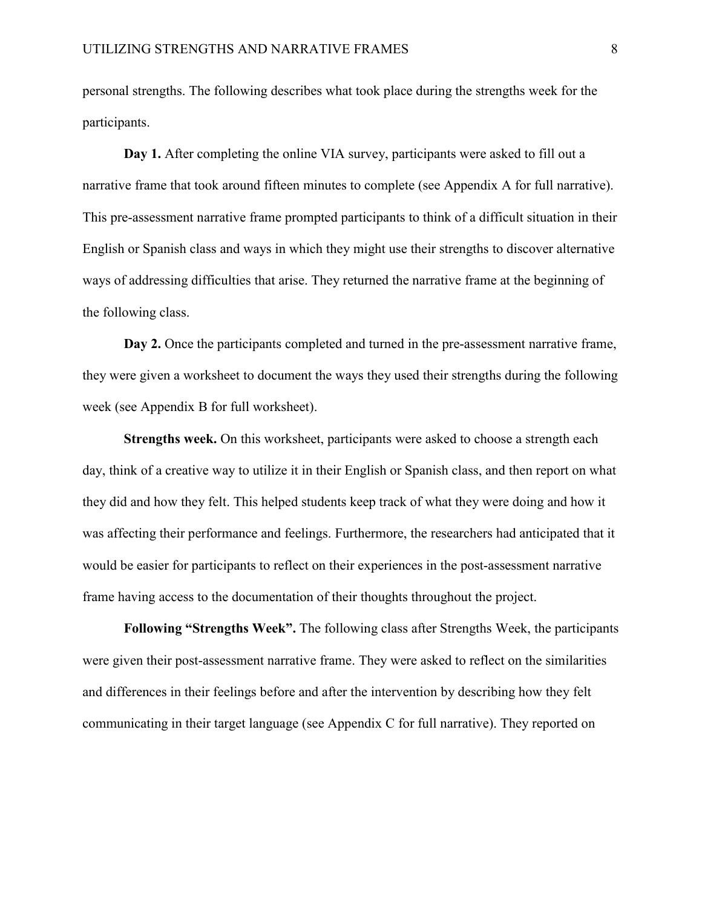personal strengths. The following describes what took place during the strengths week for the participants.

**Day 1.** After completing the online VIA survey, participants were asked to fill out a narrative frame that took around fifteen minutes to complete (see Appendix A for full narrative). This pre-assessment narrative frame prompted participants to think of a difficult situation in their English or Spanish class and ways in which they might use their strengths to discover alternative ways of addressing difficulties that arise. They returned the narrative frame at the beginning of the following class.

**Day 2.** Once the participants completed and turned in the pre-assessment narrative frame, they were given a worksheet to document the ways they used their strengths during the following week (see Appendix B for full worksheet).

**Strengths week.** On this worksheet, participants were asked to choose a strength each day, think of a creative way to utilize it in their English or Spanish class, and then report on what they did and how they felt. This helped students keep track of what they were doing and how it was affecting their performance and feelings. Furthermore, the researchers had anticipated that it would be easier for participants to reflect on their experiences in the post-assessment narrative frame having access to the documentation of their thoughts throughout the project.

**Following "Strengths Week".** The following class after Strengths Week, the participants were given their post-assessment narrative frame. They were asked to reflect on the similarities and differences in their feelings before and after the intervention by describing how they felt communicating in their target language (see Appendix C for full narrative). They reported on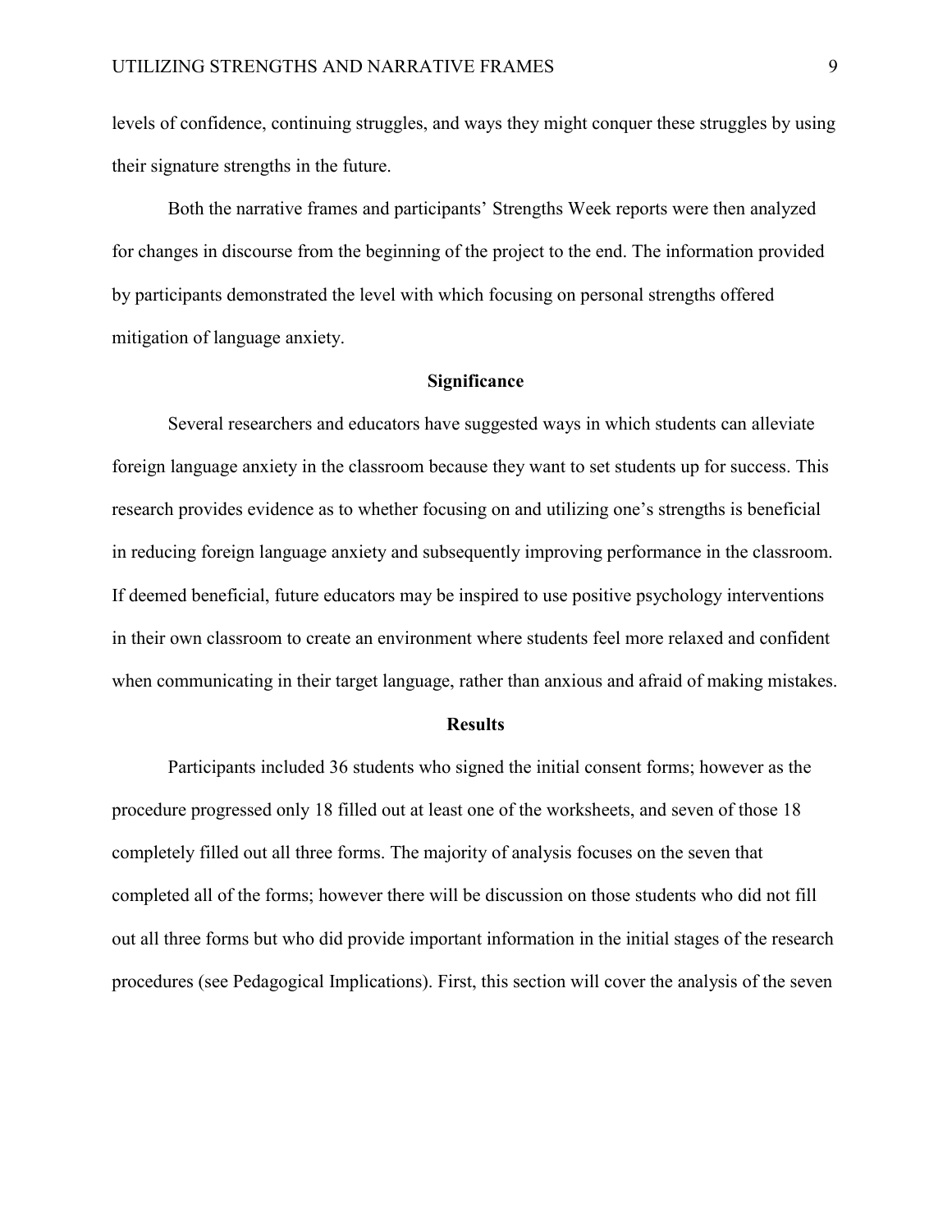levels of confidence, continuing struggles, and ways they might conquer these struggles by using their signature strengths in the future.

Both the narrative frames and participants' Strengths Week reports were then analyzed for changes in discourse from the beginning of the project to the end. The information provided by participants demonstrated the level with which focusing on personal strengths offered mitigation of language anxiety.

## Significance

Several researchers and educators have suggested ways in which students can alleviate foreign language anxiety in the classroom because they want to set students up for success. This research provides evidence as to whether focusing on and utilizing one's strengths is beneficial in reducing foreign language anxiety and subsequently improving performance in the classroom. If deemed beneficial, future educators may be inspired to use positive psychology interventions in their own classroom to create an environment where students feel more relaxed and confident when communicating in their target language, rather than anxious and afraid of making mistakes.

## Results

Participants included 36 students who signed the initial consent forms; however as the procedure progressed only 18 filled out at least one of the worksheets, and seven of those 18 completely filled out all three forms. The majority of analysis focuses on the seven that completed all of the forms; however there will be discussion on those students who did not fill out all three forms but who did provide important information in the initial stages of the research procedures (see Pedagogical Implications). First, this section will cover the analysis of the seven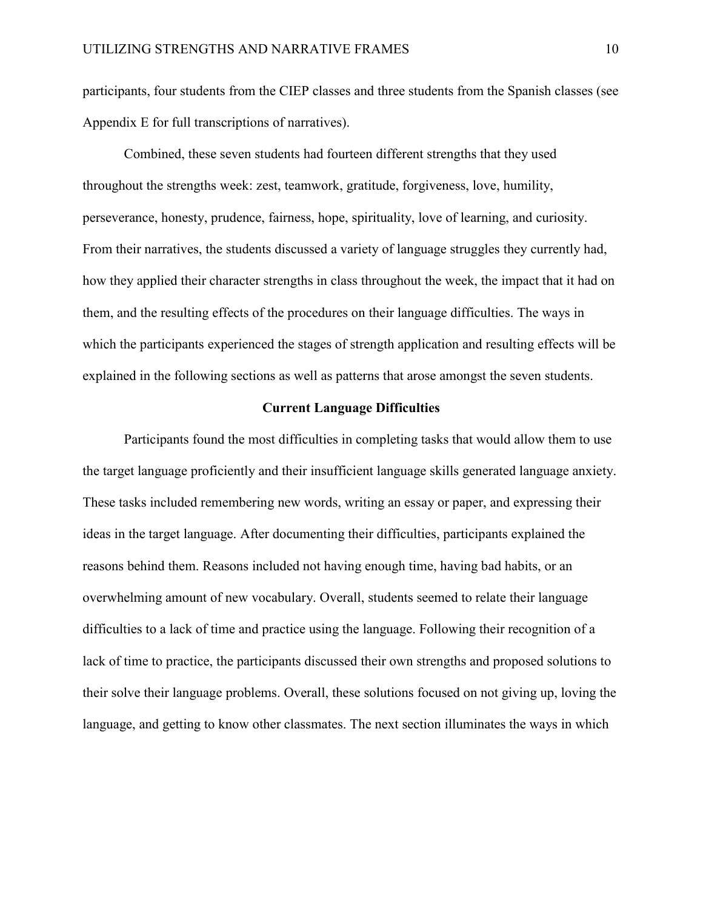participants, four students from the CIEP classes and three students from the Spanish classes (see Appendix E for full transcriptions of narratives).

Combined, these seven students had fourteen different strengths that they used throughout the strengths week: zest, teamwork, gratitude, forgiveness, love, humility, perseverance, honesty, prudence, fairness, hope, spirituality, love of learning, and curiosity. From their narratives, the students discussed a variety of language struggles they currently had, how they applied their character strengths in class throughout the week, the impact that it had on them, and the resulting effects of the procedures on their language difficulties. The ways in which the participants experienced the stages of strength application and resulting effects will be explained in the following sections as well as patterns that arose amongst the seven students.

## Current Language Difficulties

Participants found the most difficulties in completing tasks that would allow them to use the target language proficiently and their insufficient language skills generated language anxiety. These tasks included remembering new words, writing an essay or paper, and expressing their ideas in the target language. After documenting their difficulties, participants explained the reasons behind them. Reasons included not having enough time, having bad habits, or an overwhelming amount of new vocabulary. Overall, students seemed to relate their language difficulties to a lack of time and practice using the language. Following their recognition of a lack of time to practice, the participants discussed their own strengths and proposed solutions to their solve their language problems. Overall, these solutions focused on not giving up, loving the language, and getting to know other classmates. The next section illuminates the ways in which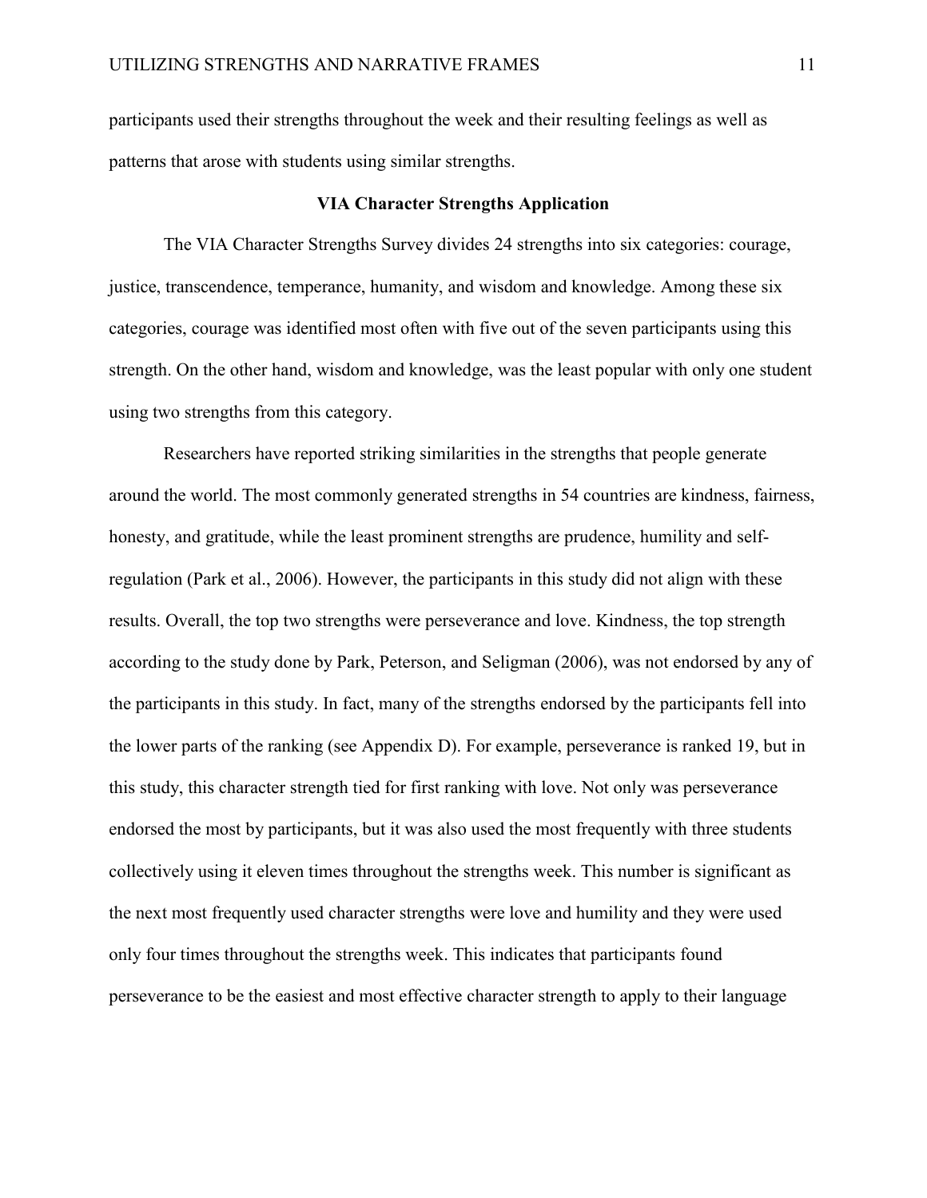participants used their strengths throughout the week and their resulting feelings as well as patterns that arose with students using similar strengths.

## VIA Character Strengths Application

The VIA Character Strengths Survey divides 24 strengths into six categories: courage, justice, transcendence, temperance, humanity, and wisdom and knowledge. Among these six categories, courage was identified most often with five out of the seven participants using this strength. On the other hand, wisdom and knowledge, was the least popular with only one student using two strengths from this category.

Researchers have reported striking similarities in the strengths that people generate around the world. The most commonly generated strengths in 54 countries are kindness, fairness, honesty, and gratitude, while the least prominent strengths are prudence, humility and self-regulation (Park et al., 2006). However, the participants in this study did not align with these results. Overall, the top two strengths were perseverance and love. Kindness, the top strength according to the study done by Park, Peterson, and Seligman (2006), was not endorsed by any of the participants in this study. In fact, many of the strengths endorsed by the participants fell into the lower parts of the ranking (see Appendix D). For example, perseverance is ranked 19, but in this study, this character strength tied for first ranking with love. Not only was perseverance endorsed the most by participants, but it was also used the most frequently with three students collectively using it eleven times throughout the strengths week. This number is significant as the next most frequently used character strengths were love and humility and they were used only four times throughout the strengths week. This indicates that participants found perseverance to be the easiest and most effective character strength to apply to their language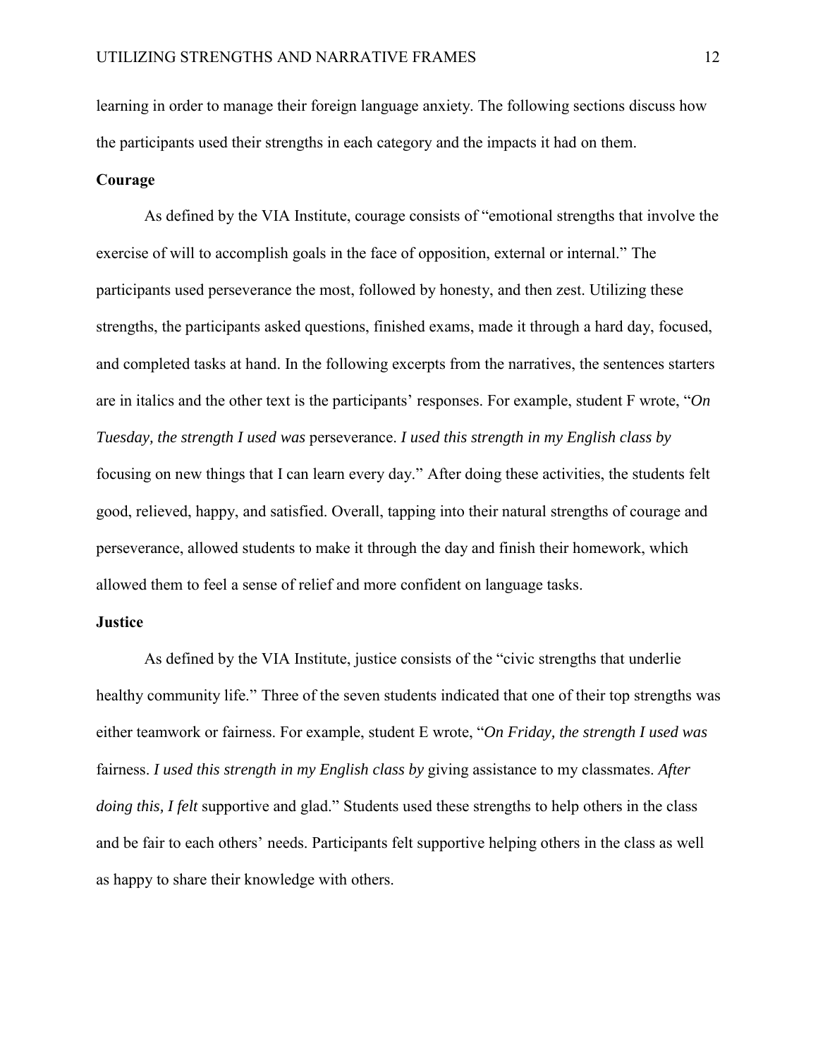learning in order to manage their foreign language anxiety. The following sections discuss how the participants used their strengths in each category and the impacts it had on them.

## Courage

As defined by the VIA Institute, courage consists of "emotional strengths that involve the exercise of will to accomplish goals in the face of opposition, external or internal." The participants used perseverance the most, followed by honesty, and then zest. Utilizing these strengths, the participants asked questions, finished exams, made it through a hard day, focused, and completed tasks at hand. In the following excerpts from the narratives, the sentences starters are in italics and the other text is the participants' responses. For example, student F wrote, "*On Tuesday, the strength I used was* perseverance. *I used this strength in my English class by* focusing on new things that I can learn every day." After doing these activities, the students felt good, relieved, happy, and satisfied. Overall, tapping into their natural strengths of courage and perseverance, allowed students to make it through the day and finish their homework, which allowed them to feel a sense of relief and more confident on language tasks.

## Justice

As defined by the VIA Institute, justice consists of the "civic strengths that underlie healthy community life." Three of the seven students indicated that one of their top strengths was either teamwork or fairness. For example, student E wrote, "*On Friday, the strength I used was* fairness. *I used this strength in my English class by* giving assistance to my classmates. *After doing this, I felt* supportive and glad." Students used these strengths to help others in the class and be fair to each others' needs. Participants felt supportive helping others in the class as well as happy to share their knowledge with others.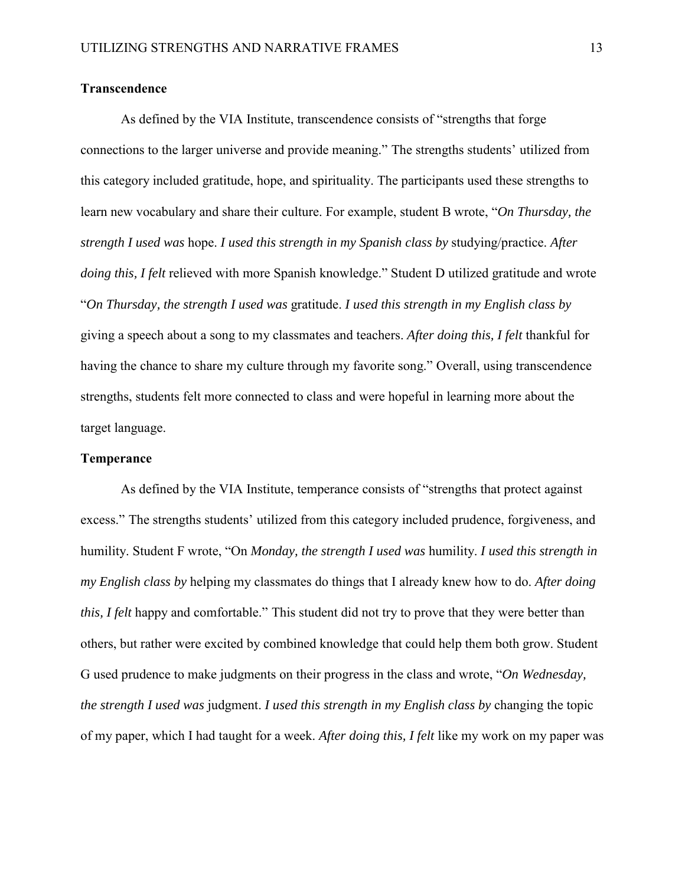## Transcendence

As defined by the VIA Institute, transcendence consists of "strengths that forge connections to the larger universe and provide meaning." The strengths students' utilized from this category included gratitude, hope, and spirituality. The participants used these strengths to learn new vocabulary and share their culture. For example, student B wrote, "*On Thursday, the strength I used was* hope. *I used this strength in my Spanish class by* studying/practice. *After doing this, I felt* relieved with more Spanish knowledge." Student D utilized gratitude and wrote "*On Thursday, the strength I used was* gratitude. *I used this strength in my English class by* giving a speech about a song to my classmates and teachers. *After doing this, I felt* thankful for having the chance to share my culture through my favorite song." Overall, using transcendence strengths, students felt more connected to class and were hopeful in learning more about the target language.

## Temperance

As defined by the VIA Institute, temperance consists of "strengths that protect against excess." The strengths students' utilized from this category included prudence, forgiveness, and humility. Student F wrote, "On *Monday, the strength I used was* humility. *I used this strength in my English class by* helping my classmates do things that I already knew how to do. *After doing this, I felt* happy and comfortable." This student did not try to prove that they were better than others, but rather were excited by combined knowledge that could help them both grow. Student G used prudence to make judgments on their progress in the class and wrote, "*On Wednesday, the strength I used was* judgment. *I used this strength in my English class by* changing the topic of my paper, which I had taught for a week. *After doing this, I felt* like my work on my paper was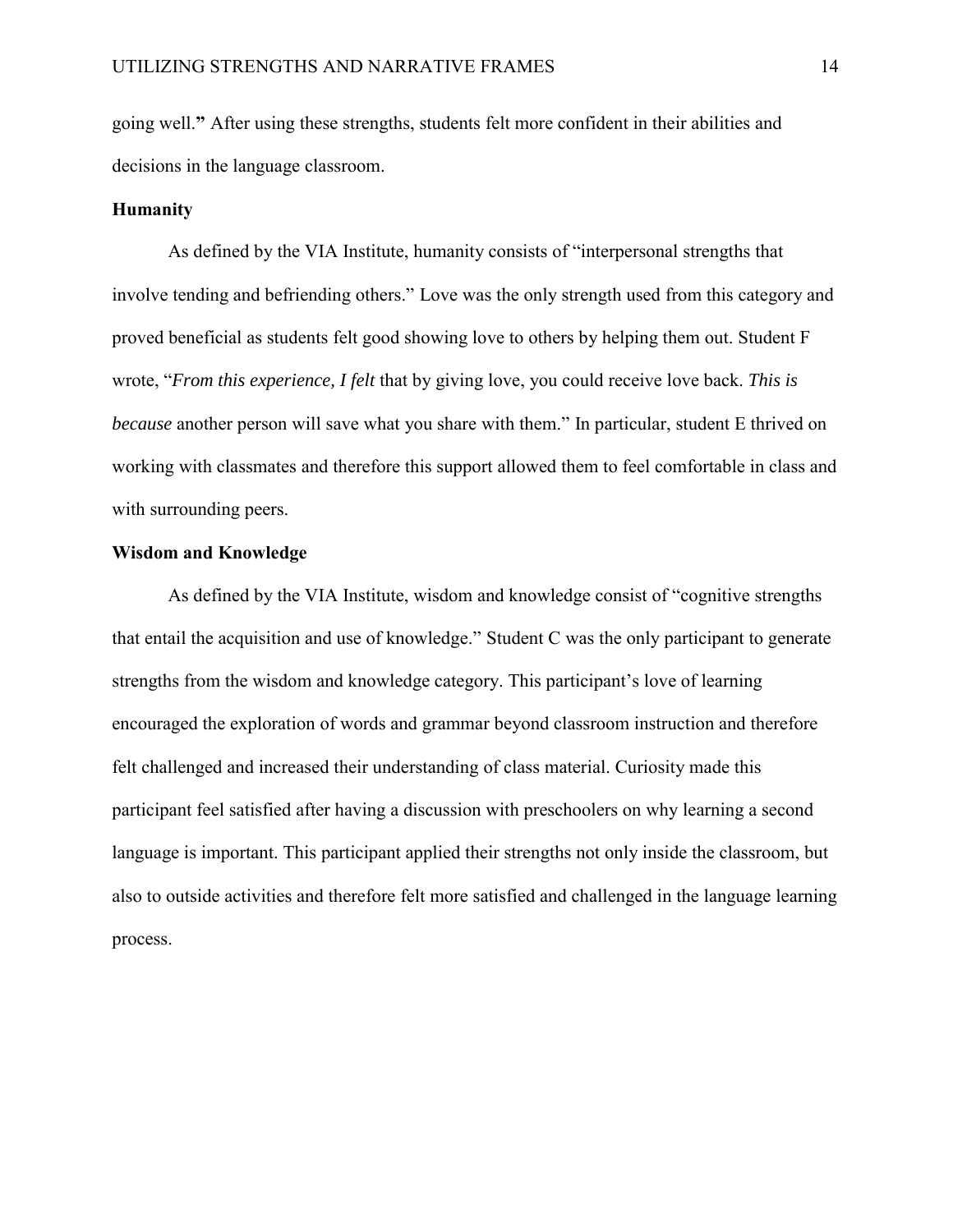going well.**"** After using these strengths, students felt more confident in their abilities and decisions in the language classroom.

### Humanity

As defined by the VIA Institute, humanity consists of "interpersonal strengths that involve tending and befriending others." Love was the only strength used from this category and proved beneficial as students felt good showing love to others by helping them out. Student F wrote, "*From this experience, I felt* that by giving love, you could receive love back. *This is because* another person will save what you share with them." In particular, student E thrived on working with classmates and therefore this support allowed them to feel comfortable in class and with surrounding peers.

### Wisdom and Knowledge

As defined by the VIA Institute, wisdom and knowledge consist of "cognitive strengths that entail the acquisition and use of knowledge." Student C was the only participant to generate strengths from the wisdom and knowledge category. This participant's love of learning encouraged the exploration of words and grammar beyond classroom instruction and therefore felt challenged and increased their understanding of class material. Curiosity made this participant feel satisfied after having a discussion with preschoolers on why learning a second language is important. This participant applied their strengths not only inside the classroom, but also to outside activities and therefore felt more satisfied and challenged in the language learning process.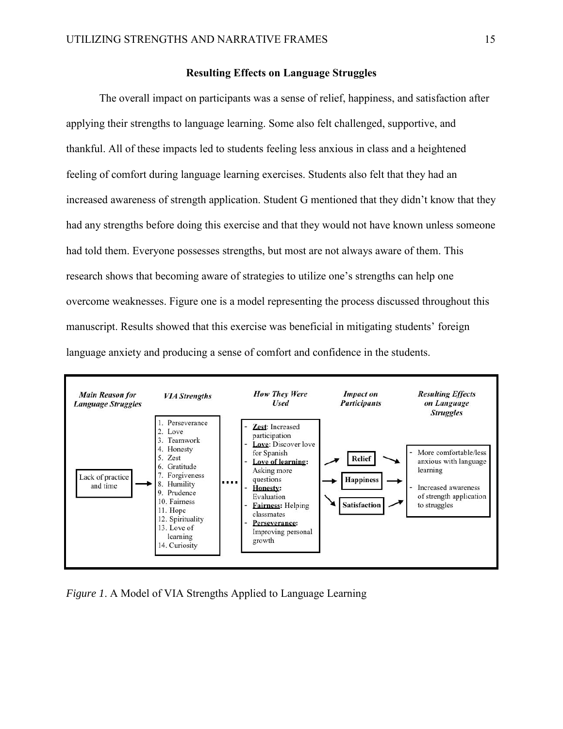## Resulting Effects on Language Struggles

The overall impact on participants was a sense of relief, happiness, and satisfaction after applying their strengths to language learning. Some also felt challenged, supportive, and thankful. All of these impacts led to students feeling less anxious in class and a heightened feeling of comfort during language learning exercises. Students also felt that they had an increased awareness of strength application. Student G mentioned that they didn't know that they had any strengths before doing this exercise and that they would not have known unless someone had told them. Everyone possesses strengths, but most are not always aware of them. This research shows that becoming aware of strategies to utilize one's strengths can help one overcome weaknesses. Figure one is a model representing the process discussed throughout this manuscript. Results showed that this exercise was beneficial in mitigating students' foreign language anxiety and producing a sense of comfort and confidence in the students.

***Main Reason for Language Struggles***

Lack of practice and time

***VIA Strengths***

1. Perseverance
2. Love
3. Teamwork
4. Honesty
5. Zest
6. Gratitude
7. Forgiveness
8. Humility
9. Prudence
10. Fairness
11. Hope
12. Spirituality
13. Love of learning
14. Curiosity

***How They Were Used***

- **Zest**: Increased participation
- **Love**: Discover love for Spanish
- **Love of learning**: Asking more questions
- **Honesty**: Evaluation
- **Fairness**: Helping classmates
- **Perseverance**: Improving personal growth

***Impact on Participants***

**Relief**

**Happiness**

**Satisfaction**

***Resulting Effects on Language Struggles***

- More comfortable/less anxious with language learning
- Increased awareness of strength application to struggles

*Figure 1*. A Model of VIA Strengths Applied to Language Learning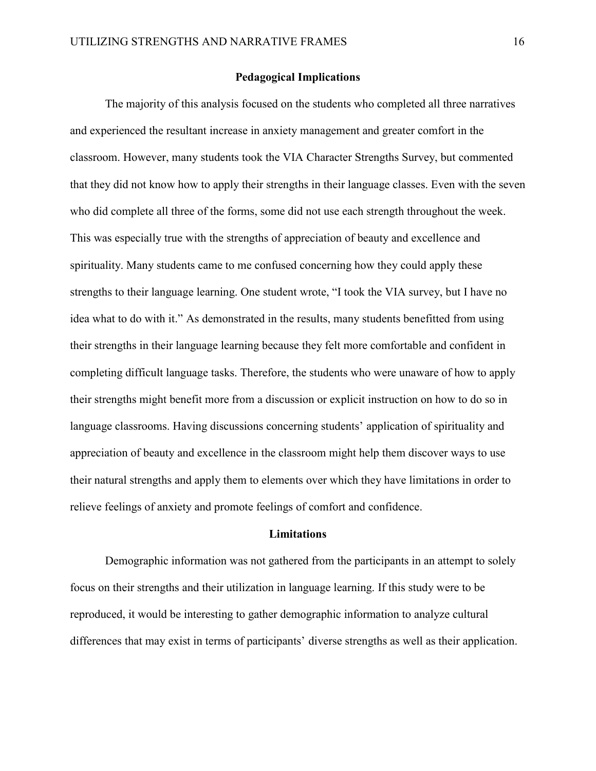## Pedagogical Implications

The majority of this analysis focused on the students who completed all three narratives and experienced the resultant increase in anxiety management and greater comfort in the classroom. However, many students took the VIA Character Strengths Survey, but commented that they did not know how to apply their strengths in their language classes. Even with the seven who did complete all three of the forms, some did not use each strength throughout the week. This was especially true with the strengths of appreciation of beauty and excellence and spirituality. Many students came to me confused concerning how they could apply these strengths to their language learning. One student wrote, "I took the VIA survey, but I have no idea what to do with it." As demonstrated in the results, many students benefitted from using their strengths in their language learning because they felt more comfortable and confident in completing difficult language tasks. Therefore, the students who were unaware of how to apply their strengths might benefit more from a discussion or explicit instruction on how to do so in language classrooms. Having discussions concerning students' application of spirituality and appreciation of beauty and excellence in the classroom might help them discover ways to use their natural strengths and apply them to elements over which they have limitations in order to relieve feelings of anxiety and promote feelings of comfort and confidence.

## Limitations

Demographic information was not gathered from the participants in an attempt to solely focus on their strengths and their utilization in language learning. If this study were to be reproduced, it would be interesting to gather demographic information to analyze cultural differences that may exist in terms of participants' diverse strengths as well as their application.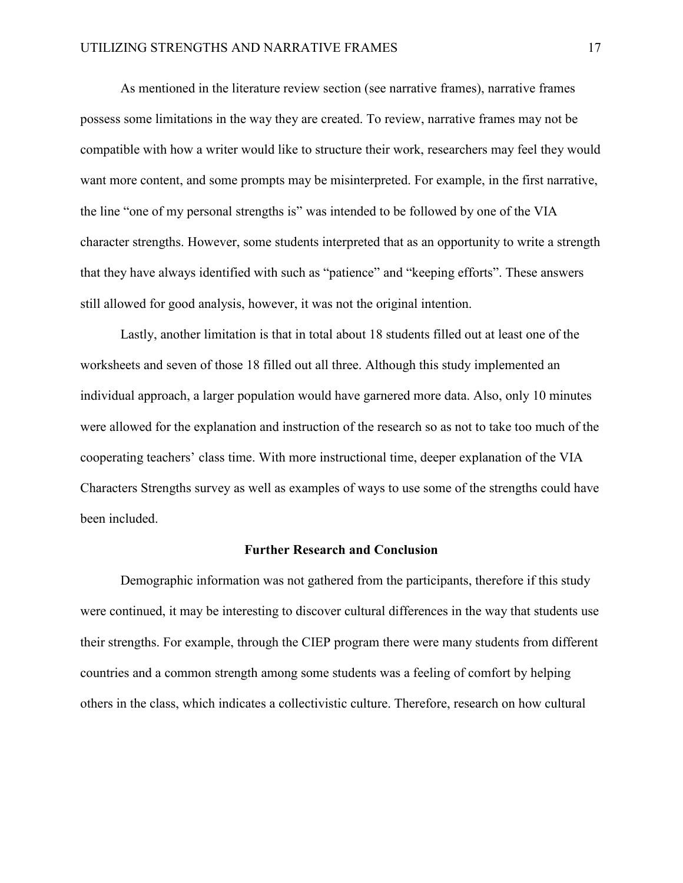As mentioned in the literature review section (see narrative frames), narrative frames possess some limitations in the way they are created. To review, narrative frames may not be compatible with how a writer would like to structure their work, researchers may feel they would want more content, and some prompts may be misinterpreted. For example, in the first narrative, the line "one of my personal strengths is" was intended to be followed by one of the VIA character strengths. However, some students interpreted that as an opportunity to write a strength that they have always identified with such as "patience" and "keeping efforts". These answers still allowed for good analysis, however, it was not the original intention.

Lastly, another limitation is that in total about 18 students filled out at least one of the worksheets and seven of those 18 filled out all three. Although this study implemented an individual approach, a larger population would have garnered more data. Also, only 10 minutes were allowed for the explanation and instruction of the research so as not to take too much of the cooperating teachers' class time. With more instructional time, deeper explanation of the VIA Characters Strengths survey as well as examples of ways to use some of the strengths could have been included.

## Further Research and Conclusion

Demographic information was not gathered from the participants, therefore if this study were continued, it may be interesting to discover cultural differences in the way that students use their strengths. For example, through the CIEP program there were many students from different countries and a common strength among some students was a feeling of comfort by helping others in the class, which indicates a collectivistic culture. Therefore, research on how cultural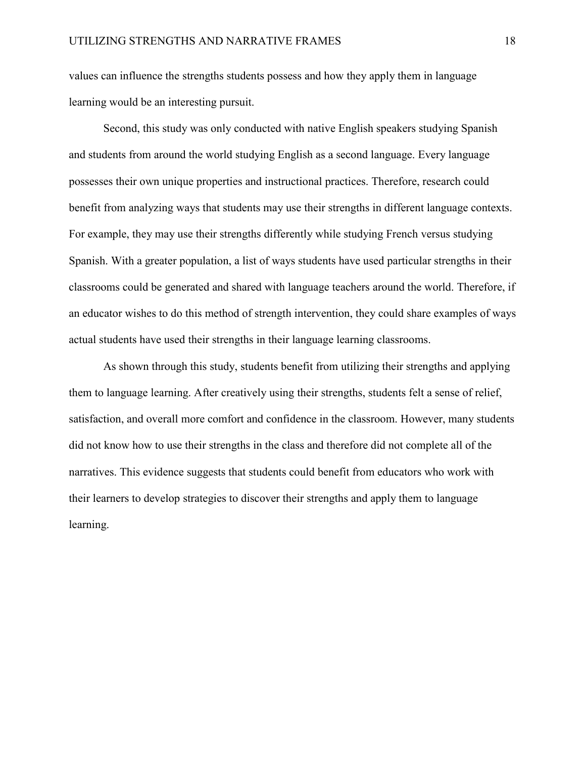values can influence the strengths students possess and how they apply them in language learning would be an interesting pursuit.

Second, this study was only conducted with native English speakers studying Spanish and students from around the world studying English as a second language. Every language possesses their own unique properties and instructional practices. Therefore, research could benefit from analyzing ways that students may use their strengths in different language contexts. For example, they may use their strengths differently while studying French versus studying Spanish. With a greater population, a list of ways students have used particular strengths in their classrooms could be generated and shared with language teachers around the world. Therefore, if an educator wishes to do this method of strength intervention, they could share examples of ways actual students have used their strengths in their language learning classrooms.

As shown through this study, students benefit from utilizing their strengths and applying them to language learning. After creatively using their strengths, students felt a sense of relief, satisfaction, and overall more comfort and confidence in the classroom. However, many students did not know how to use their strengths in the class and therefore did not complete all of the narratives. This evidence suggests that students could benefit from educators who work with their learners to develop strategies to discover their strengths and apply them to language learning.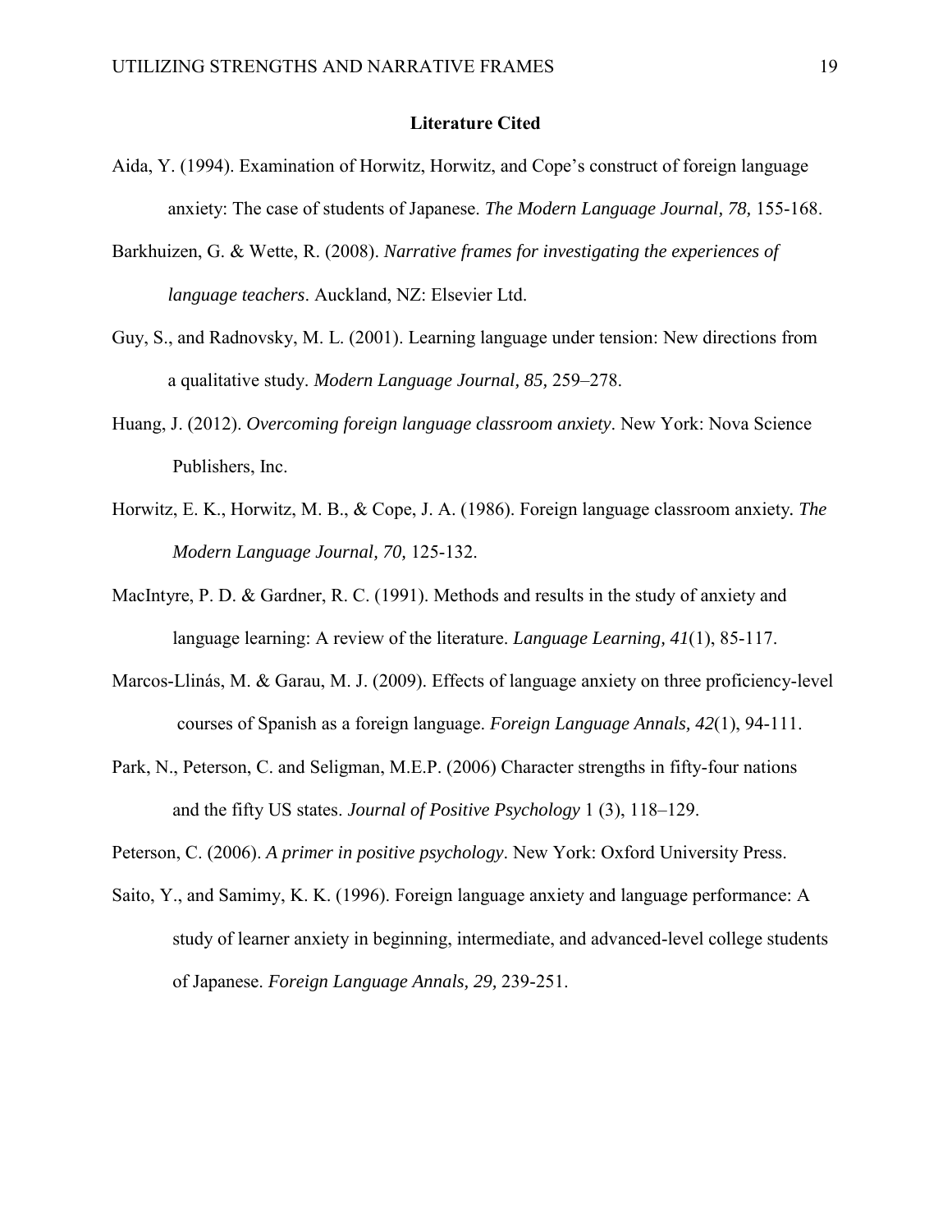## Literature Cited

Aida, Y. (1994). Examination of Horwitz, Horwitz, and Cope's construct of foreign language anxiety: The case of students of Japanese. *The Modern Language Journal, 78,* 155-168.

Barkhuizen, G. & Wette, R. (2008). *Narrative frames for investigating the experiences of language teachers*. Auckland, NZ: Elsevier Ltd.

Guy, S., and Radnovsky, M. L. (2001). Learning language under tension: New directions from a qualitative study. *Modern Language Journal, 85,* 259–278.

Huang, J. (2012). *Overcoming foreign language classroom anxiety*. New York: Nova Science Publishers, Inc.

Horwitz, E. K., Horwitz, M. B., & Cope, J. A. (1986). Foreign language classroom anxiety. *The Modern Language Journal, 70,* 125-132.

MacIntyre, P. D. & Gardner, R. C. (1991). Methods and results in the study of anxiety and language learning: A review of the literature. *Language Learning, 41*(1), 85-117.

Marcos-Llinás, M. & Garau, M. J. (2009). Effects of language anxiety on three proficiency-level courses of Spanish as a foreign language. *Foreign Language Annals, 42*(1), 94-111.

Park, N., Peterson, C. and Seligman, M.E.P. (2006) Character strengths in fifty-four nations and the fifty US states. *Journal of Positive Psychology* 1 (3), 118–129.

Peterson, C. (2006). *A primer in positive psychology*. New York: Oxford University Press.

Saito, Y., and Samimy, K. K. (1996). Foreign language anxiety and language performance: A study of learner anxiety in beginning, intermediate, and advanced-level college students of Japanese. *Foreign Language Annals, 29,* 239-251.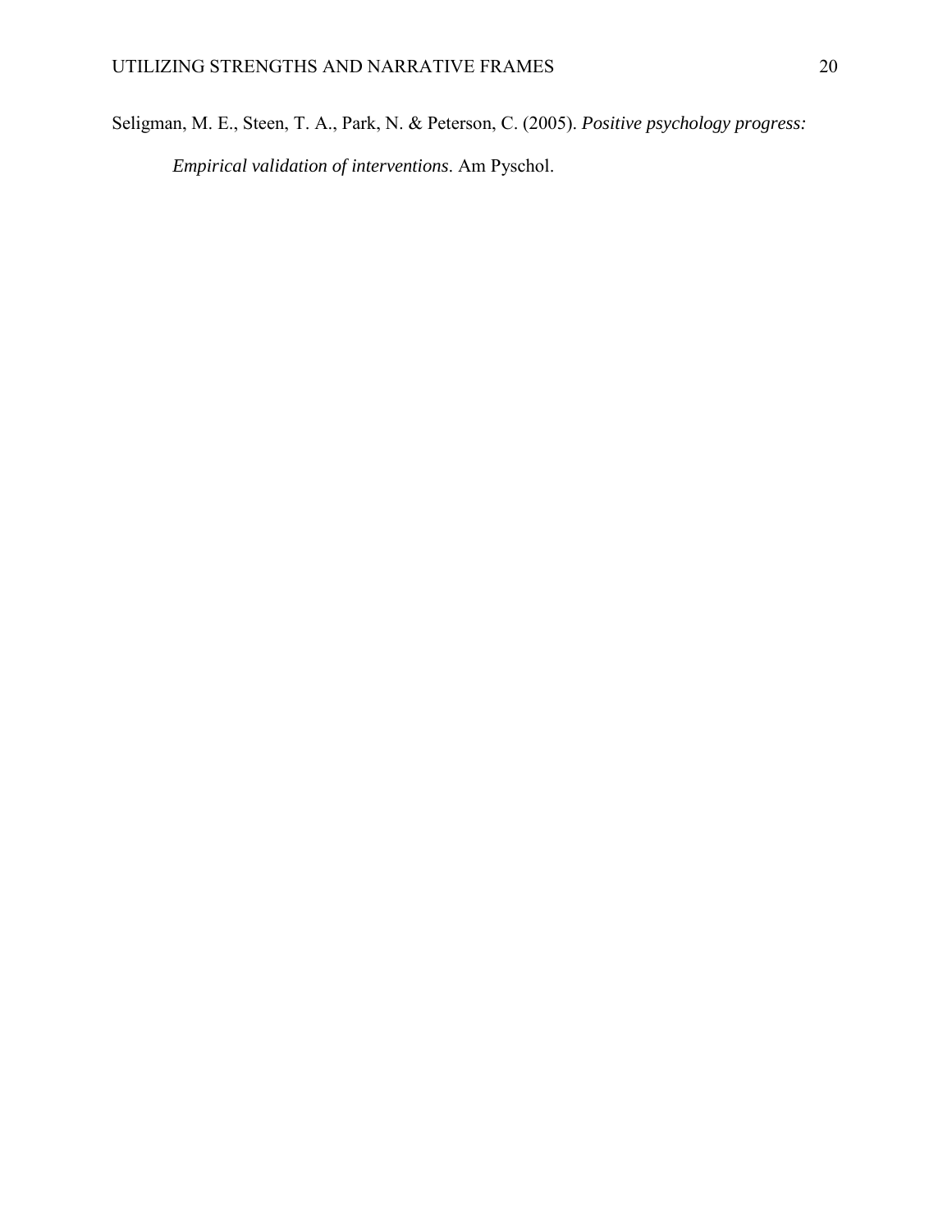Seligman, M. E., Steen, T. A., Park, N. & Peterson, C. (2005). *Positive psychology progress: Empirical validation of interventions*. Am Pyschol.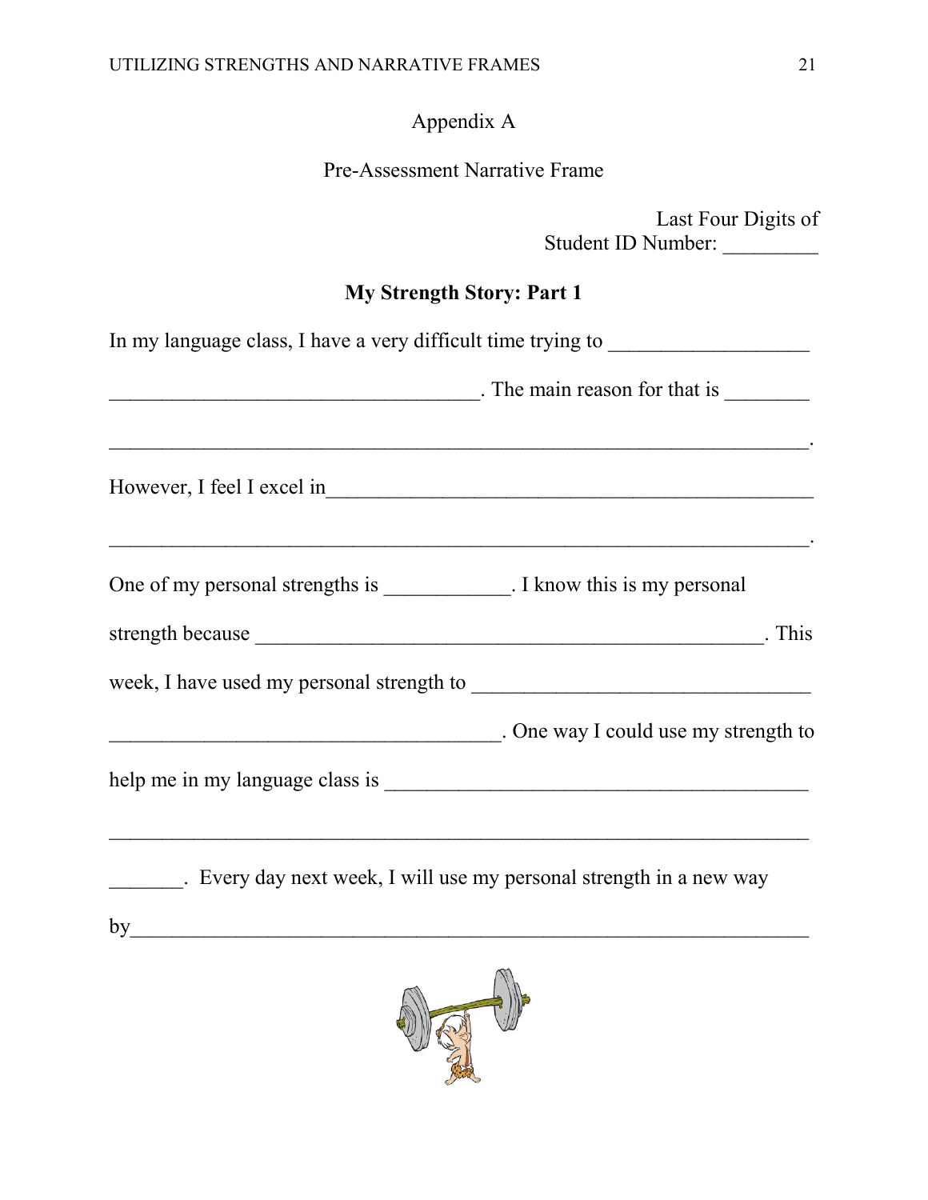Appendix A

Pre-Assessment Narrative Frame

Last Four Digits of
Student ID Number: _________

**My Strength Story: Part 1**

In my language class, I have a very difficult time trying to ___________________

___________________________________. The main reason for that is ________

________________________________________________________________.

However, I feel I excel in_______________________________________________

________________________________________________________________.

One of my personal strengths is ____________. I know this is my personal

strength because _________________________________________________. This

week, I have used my personal strength to ________________________________

_____________________________________. One way I could use my strength to

help me in my language class is ________________________________________

________________________________________________________________

_______. Every day next week, I will use my personal strength in a new way

by_______________________________________________________________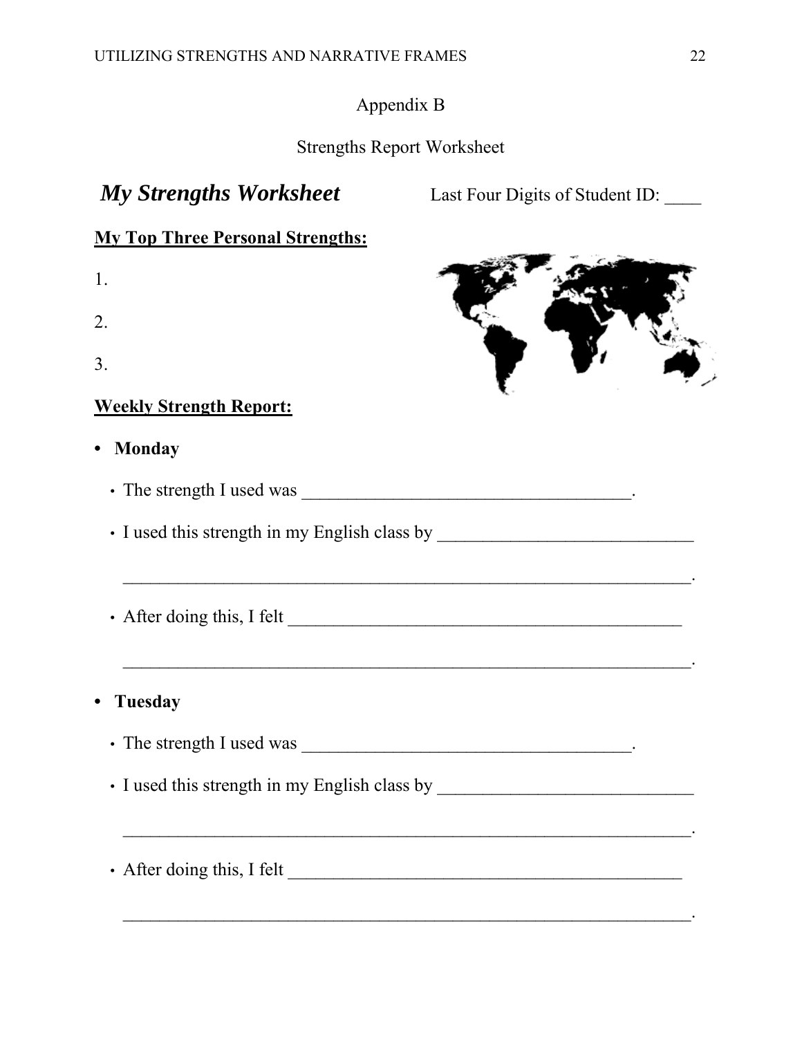Appendix B

Strengths Report Worksheet

***My Strengths Worksheet*** Last Four Digits of Student ID: ____

**My Top Three Personal Strengths:**

1.

2.

3.

**Weekly Strength Report:**

- **Monday**
  - The strength I used was ____________________________________.
  - I used this strength in my English class by ____________________________

    _______________________________________________________________.
  - After doing this, I felt ____________________________________________

    _______________________________________________________________.
- **Tuesday**
  - The strength I used was ____________________________________.
  - I used this strength in my English class by ____________________________

    _______________________________________________________________.
  - After doing this, I felt ____________________________________________

    _______________________________________________________________.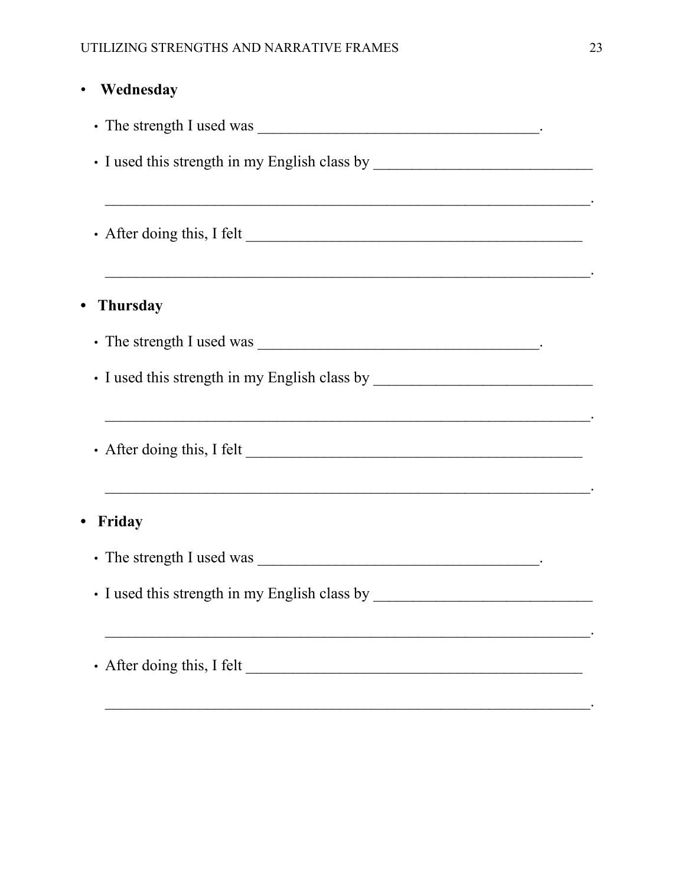- **Wednesday**
  - The strength I used was ____________________________________.
  - I used this strength in my English class by ____________________________

    ________________________________________________________________.
  - After doing this, I felt ____________________________________________

    ________________________________________________________________.
- **Thursday**
  - The strength I used was ____________________________________.
  - I used this strength in my English class by ____________________________

    ________________________________________________________________.
  - After doing this, I felt ____________________________________________

    ________________________________________________________________.
- **Friday**
  - The strength I used was ____________________________________.
  - I used this strength in my English class by ____________________________

    ________________________________________________________________.
  - After doing this, I felt ____________________________________________

    ________________________________________________________________.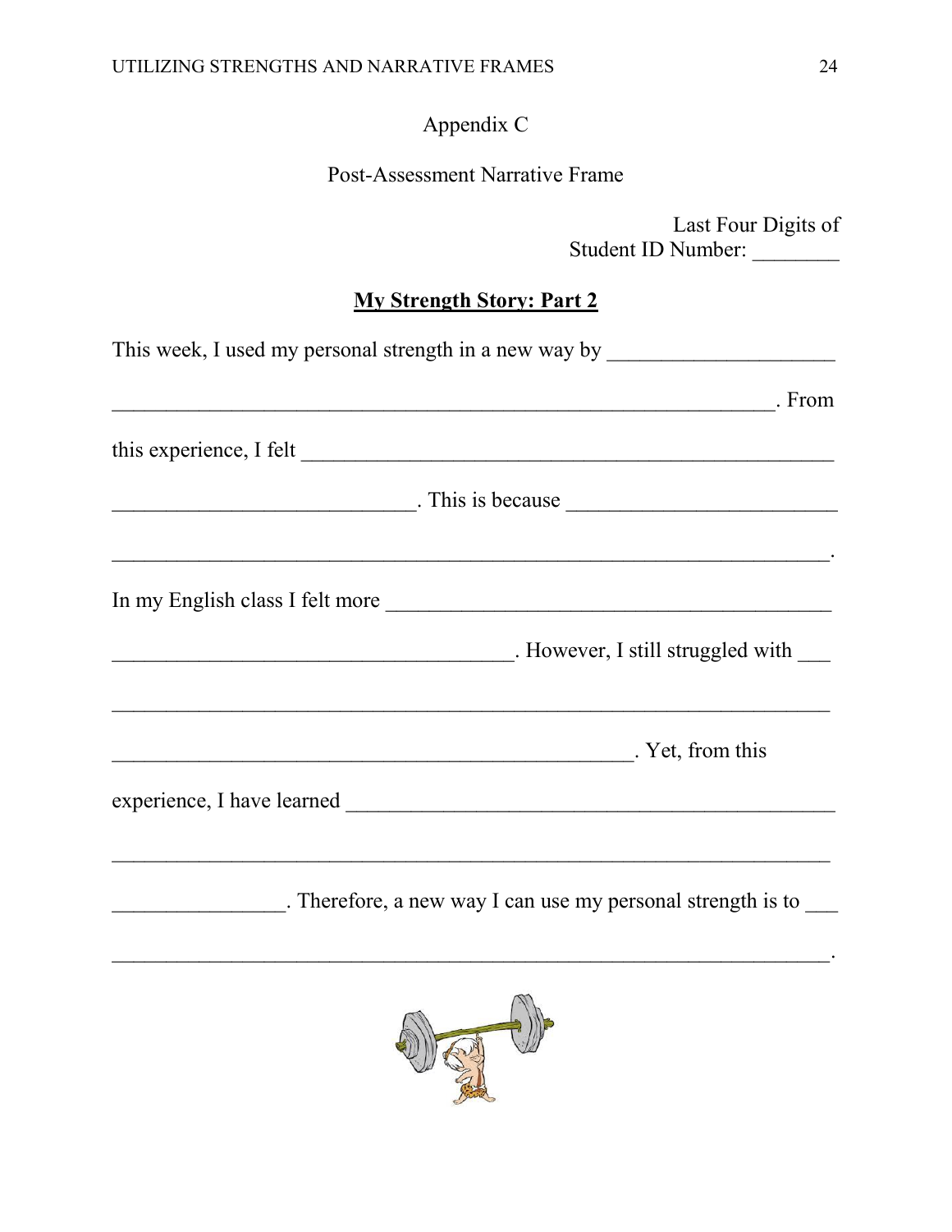Appendix C

Post-Assessment Narrative Frame

Last Four Digits of
Student ID Number: ________

**My Strength Story: Part 2**

This week, I used my personal strength in a new way by ____________________

_______________________________________________________________. From

this experience, I felt ___________________________________________________

____________________________. This is because _________________________

____________________________________________________________________.

In my English class I felt more _________________________________________

_____________________________________. However, I still struggled with ___

____________________________________________________________________

_______________________________________________. Yet, from this

experience, I have learned _____________________________________________

____________________________________________________________________

________________. Therefore, a new way I can use my personal strength is to ___

____________________________________________________________________.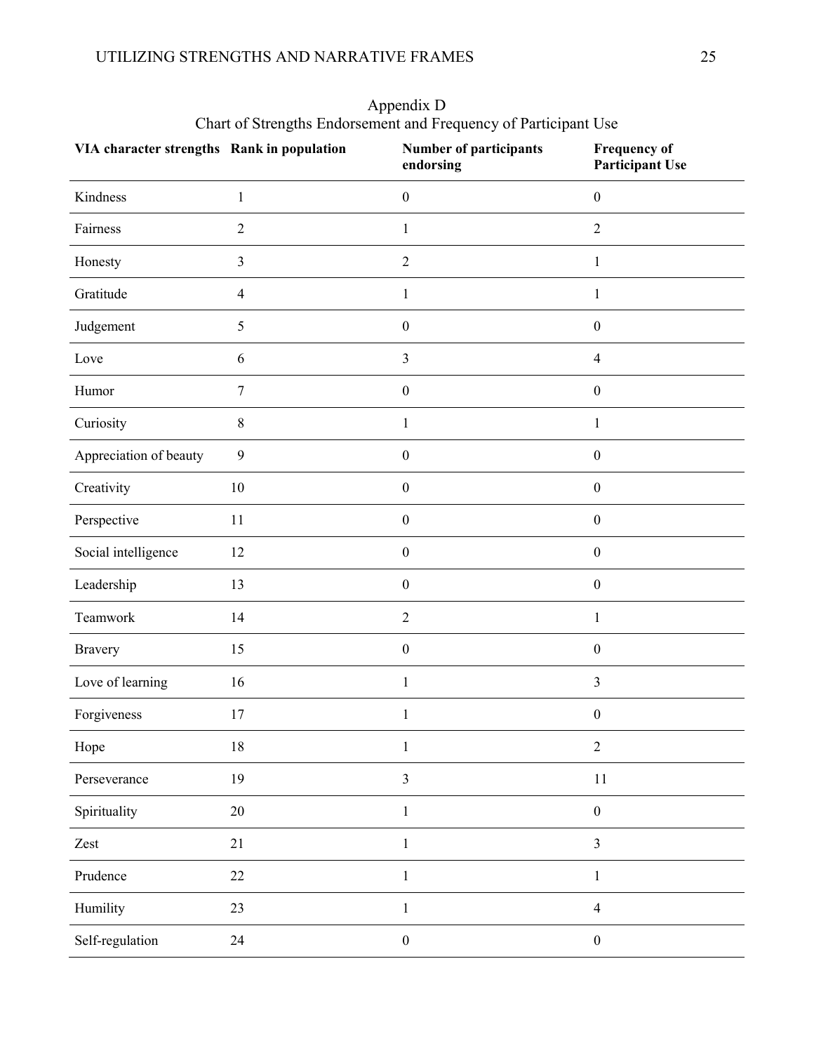Appendix D

Chart of Strengths Endorsement and Frequency of Participant Use

| VIA character strengths | Rank in population | Number of participants endorsing | Frequency of Participant Use |
|---|---|---|---|
| Kindness | 1 | 0 | 0 |
| Fairness | 2 | 1 | 2 |
| Honesty | 3 | 2 | 1 |
| Gratitude | 4 | 1 | 1 |
| Judgement | 5 | 0 | 0 |
| Love | 6 | 3 | 4 |
| Humor | 7 | 0 | 0 |
| Curiosity | 8 | 1 | 1 |
| Appreciation of beauty | 9 | 0 | 0 |
| Creativity | 10 | 0 | 0 |
| Perspective | 11 | 0 | 0 |
| Social intelligence | 12 | 0 | 0 |
| Leadership | 13 | 0 | 0 |
| Teamwork | 14 | 2 | 1 |
| Bravery | 15 | 0 | 0 |
| Love of learning | 16 | 1 | 3 |
| Forgiveness | 17 | 1 | 0 |
| Hope | 18 | 1 | 2 |
| Perseverance | 19 | 3 | 11 |
| Spirituality | 20 | 1 | 0 |
| Zest | 21 | 1 | 3 |
| Prudence | 22 | 1 | 1 |
| Humility | 23 | 1 | 4 |
| Self-regulation | 24 | 0 | 0 |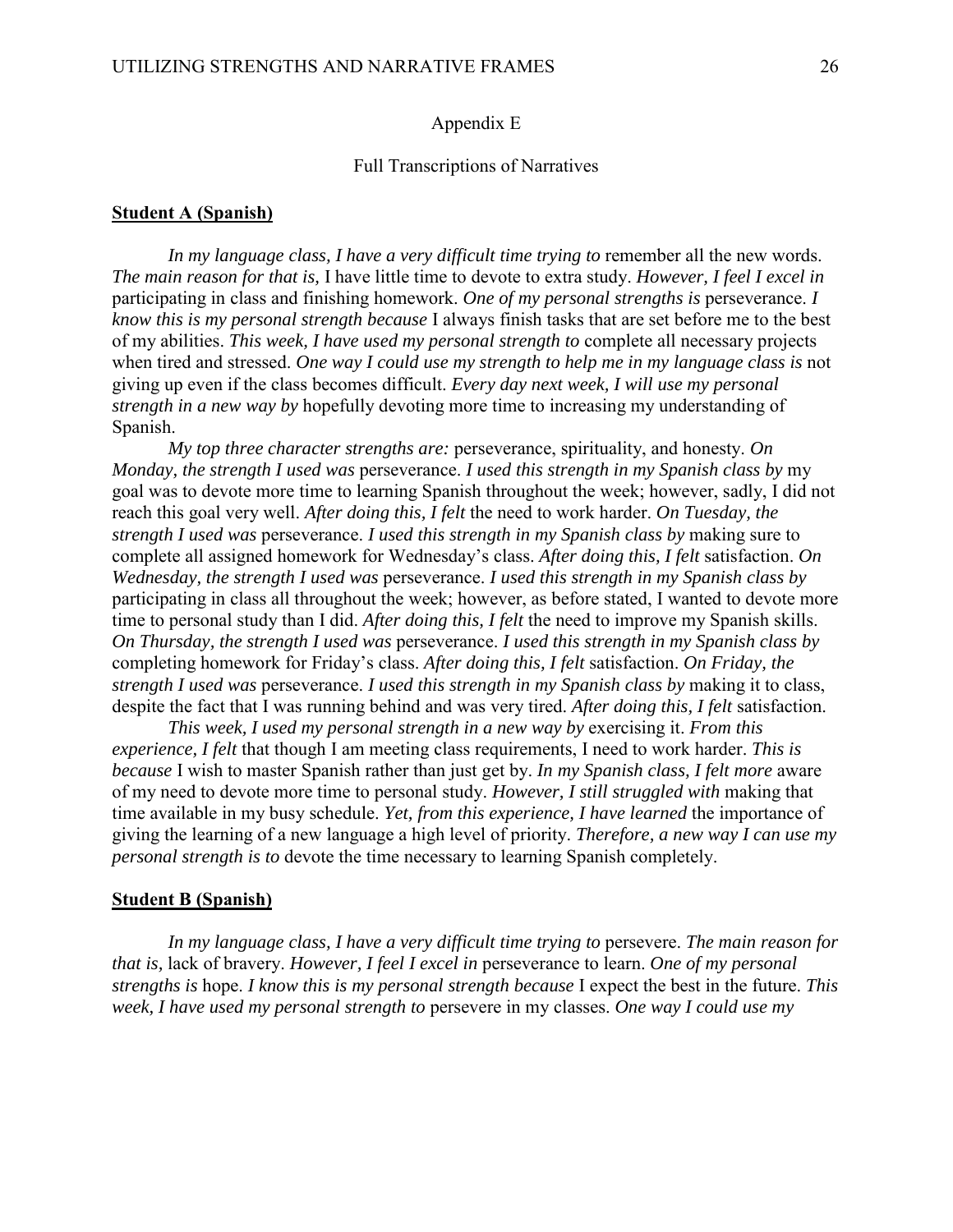# Appendix E

## Full Transcriptions of Narratives

### **Student A (Spanish)**

*In my language class, I have a very difficult time trying to* remember all the new words. *The main reason for that is,* I have little time to devote to extra study. *However, I feel I excel in* participating in class and finishing homework. *One of my personal strengths is* perseverance. *I know this is my personal strength because* I always finish tasks that are set before me to the best of my abilities. *This week, I have used my personal strength to* complete all necessary projects when tired and stressed. *One way I could use my strength to help me in my language class is* not giving up even if the class becomes difficult. *Every day next week, I will use my personal strength in a new way by* hopefully devoting more time to increasing my understanding of Spanish.

*My top three character strengths are:* perseverance, spirituality, and honesty. *On Monday, the strength I used was* perseverance. *I used this strength in my Spanish class by* my goal was to devote more time to learning Spanish throughout the week; however, sadly, I did not reach this goal very well. *After doing this, I felt* the need to work harder. *On Tuesday, the strength I used was* perseverance. *I used this strength in my Spanish class by* making sure to complete all assigned homework for Wednesday's class. *After doing this, I felt* satisfaction. *On Wednesday, the strength I used was* perseverance. *I used this strength in my Spanish class by* participating in class all throughout the week; however, as before stated, I wanted to devote more time to personal study than I did. *After doing this, I felt* the need to improve my Spanish skills. *On Thursday, the strength I used was* perseverance. *I used this strength in my Spanish class by* completing homework for Friday's class. *After doing this, I felt* satisfaction. *On Friday, the strength I used was* perseverance. *I used this strength in my Spanish class by* making it to class, despite the fact that I was running behind and was very tired. *After doing this, I felt* satisfaction.

*This week, I used my personal strength in a new way by* exercising it. *From this experience, I felt* that though I am meeting class requirements, I need to work harder. *This is because* I wish to master Spanish rather than just get by. *In my Spanish class, I felt more* aware of my need to devote more time to personal study. *However, I still struggled with* making that time available in my busy schedule. *Yet, from this experience, I have learned* the importance of giving the learning of a new language a high level of priority. *Therefore, a new way I can use my personal strength is to* devote the time necessary to learning Spanish completely.

### **Student B (Spanish)**

*In my language class, I have a very difficult time trying to* persevere. *The main reason for that is,* lack of bravery. *However, I feel I excel in* perseverance to learn. *One of my personal strengths is* hope. *I know this is my personal strength because* I expect the best in the future. *This week, I have used my personal strength to* persevere in my classes. *One way I could use my*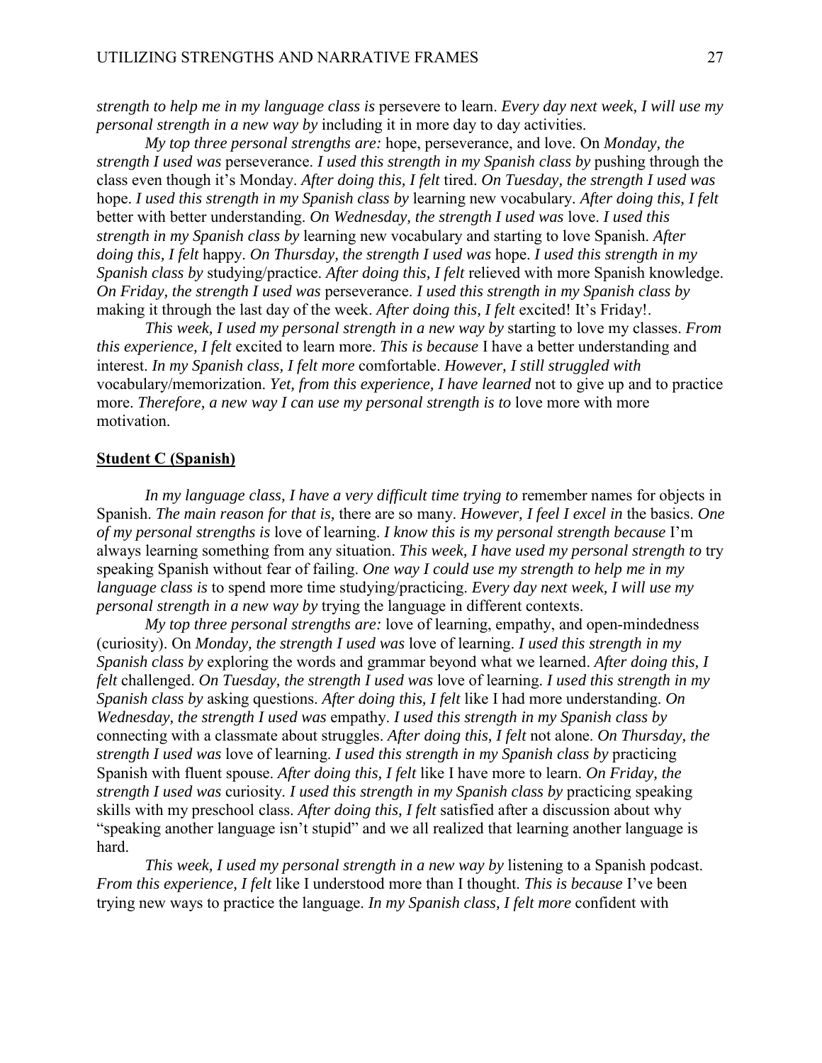*strength to help me in my language class is* persevere to learn. *Every day next week, I will use my personal strength in a new way by* including it in more day to day activities.

*My top three personal strengths are:* hope, perseverance, and love. On *Monday, the strength I used was* perseverance. *I used this strength in my Spanish class by* pushing through the class even though it's Monday. *After doing this, I felt* tired. *On Tuesday, the strength I used was* hope. *I used this strength in my Spanish class by* learning new vocabulary. *After doing this, I felt* better with better understanding. *On Wednesday, the strength I used was* love. *I used this strength in my Spanish class by* learning new vocabulary and starting to love Spanish. *After doing this, I felt* happy. *On Thursday, the strength I used was* hope. *I used this strength in my Spanish class by* studying/practice. *After doing this, I felt* relieved with more Spanish knowledge. *On Friday, the strength I used was* perseverance. *I used this strength in my Spanish class by* making it through the last day of the week. *After doing this, I felt* excited! It's Friday!.

*This week, I used my personal strength in a new way by* starting to love my classes. *From this experience, I felt* excited to learn more. *This is because* I have a better understanding and interest. *In my Spanish class, I felt more* comfortable. *However, I still struggled with* vocabulary/memorization. *Yet, from this experience, I have learned* not to give up and to practice more. *Therefore, a new way I can use my personal strength is to* love more with more motivation.

**Student C (Spanish)**

*In my language class, I have a very difficult time trying to* remember names for objects in Spanish. *The main reason for that is,* there are so many. *However, I feel I excel in* the basics. *One of my personal strengths is* love of learning. *I know this is my personal strength because* I'm always learning something from any situation. *This week, I have used my personal strength to* try speaking Spanish without fear of failing. *One way I could use my strength to help me in my language class is* to spend more time studying/practicing. *Every day next week, I will use my personal strength in a new way by* trying the language in different contexts.

*My top three personal strengths are:* love of learning, empathy, and open-mindedness (curiosity). On *Monday, the strength I used was* love of learning. *I used this strength in my Spanish class by* exploring the words and grammar beyond what we learned. *After doing this, I felt* challenged. *On Tuesday, the strength I used was* love of learning. *I used this strength in my Spanish class by* asking questions. *After doing this, I felt* like I had more understanding. *On Wednesday, the strength I used was* empathy. *I used this strength in my Spanish class by* connecting with a classmate about struggles. *After doing this, I felt* not alone. *On Thursday, the strength I used was* love of learning. *I used this strength in my Spanish class by* practicing Spanish with fluent spouse. *After doing this, I felt* like I have more to learn. *On Friday, the strength I used was* curiosity. *I used this strength in my Spanish class by* practicing speaking skills with my preschool class. *After doing this, I felt* satisfied after a discussion about why "speaking another language isn't stupid" and we all realized that learning another language is hard.

*This week, I used my personal strength in a new way by* listening to a Spanish podcast. *From this experience, I felt* like I understood more than I thought. *This is because* I've been trying new ways to practice the language. *In my Spanish class, I felt more* confident with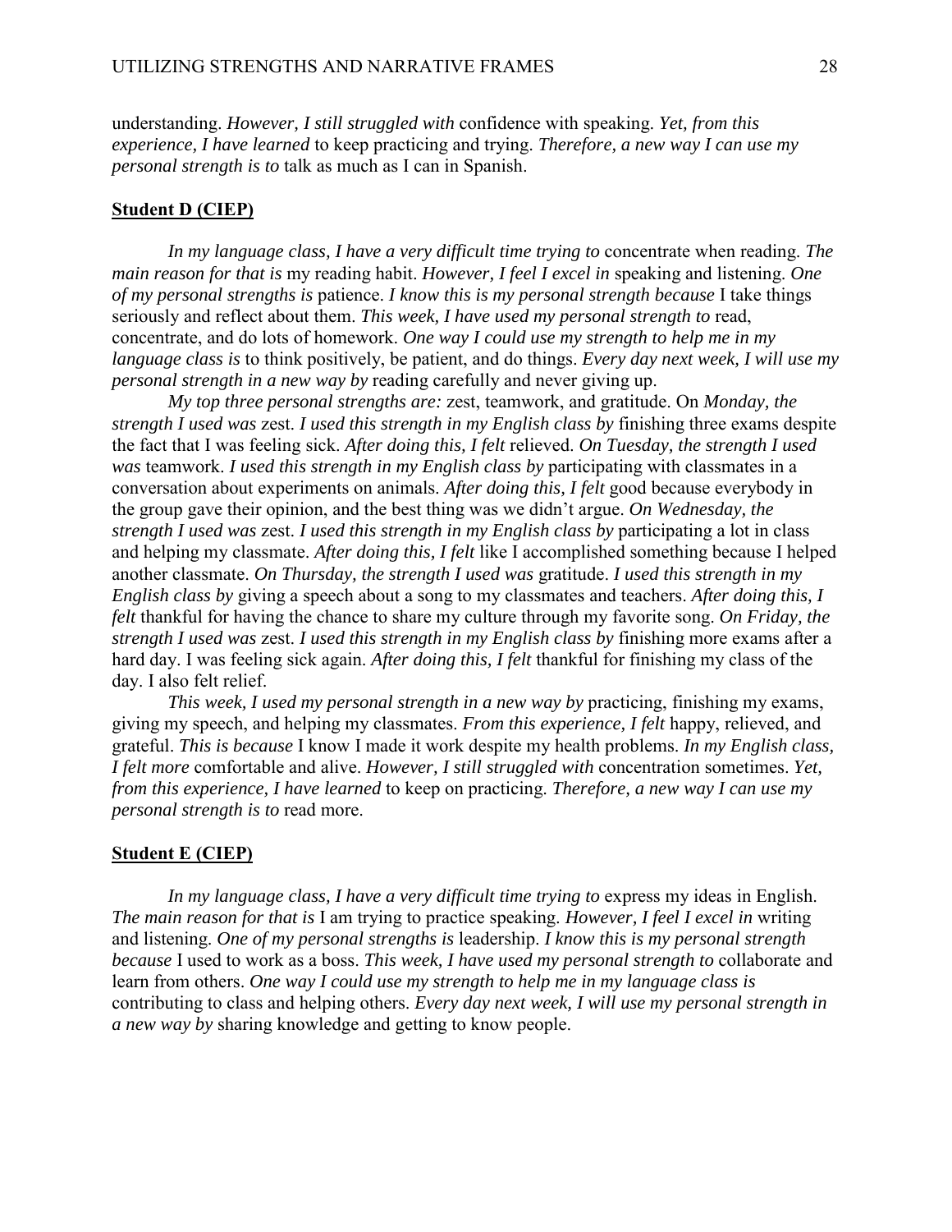understanding. *However, I still struggled with* confidence with speaking. *Yet, from this experience, I have learned* to keep practicing and trying. *Therefore, a new way I can use my personal strength is to* talk as much as I can in Spanish.

**Student D (CIEP)**

*In my language class, I have a very difficult time trying to* concentrate when reading. *The main reason for that is* my reading habit. *However, I feel I excel in* speaking and listening. *One of my personal strengths is* patience. *I know this is my personal strength because* I take things seriously and reflect about them. *This week, I have used my personal strength to* read, concentrate, and do lots of homework. *One way I could use my strength to help me in my language class is* to think positively, be patient, and do things. *Every day next week, I will use my personal strength in a new way by* reading carefully and never giving up.

*My top three personal strengths are:* zest, teamwork, and gratitude. On *Monday, the strength I used was* zest. *I used this strength in my English class by* finishing three exams despite the fact that I was feeling sick. *After doing this, I felt* relieved. *On Tuesday, the strength I used was* teamwork. *I used this strength in my English class by* participating with classmates in a conversation about experiments on animals. *After doing this, I felt* good because everybody in the group gave their opinion, and the best thing was we didn't argue. *On Wednesday, the strength I used was* zest. *I used this strength in my English class by* participating a lot in class and helping my classmate. *After doing this, I felt* like I accomplished something because I helped another classmate. *On Thursday, the strength I used was* gratitude. *I used this strength in my English class by* giving a speech about a song to my classmates and teachers. *After doing this, I felt* thankful for having the chance to share my culture through my favorite song. *On Friday, the strength I used was* zest. *I used this strength in my English class by* finishing more exams after a hard day. I was feeling sick again. *After doing this, I felt* thankful for finishing my class of the day. I also felt relief.

*This week, I used my personal strength in a new way by* practicing, finishing my exams, giving my speech, and helping my classmates. *From this experience, I felt* happy, relieved, and grateful. *This is because* I know I made it work despite my health problems. *In my English class, I felt more* comfortable and alive. *However, I still struggled with* concentration sometimes. *Yet, from this experience, I have learned* to keep on practicing. *Therefore, a new way I can use my personal strength is to* read more.

**Student E (CIEP)**

*In my language class, I have a very difficult time trying to* express my ideas in English. *The main reason for that is* I am trying to practice speaking. *However, I feel I excel in* writing and listening. *One of my personal strengths is* leadership. *I know this is my personal strength because* I used to work as a boss. *This week, I have used my personal strength to* collaborate and learn from others. *One way I could use my strength to help me in my language class is* contributing to class and helping others. *Every day next week, I will use my personal strength in a new way by* sharing knowledge and getting to know people.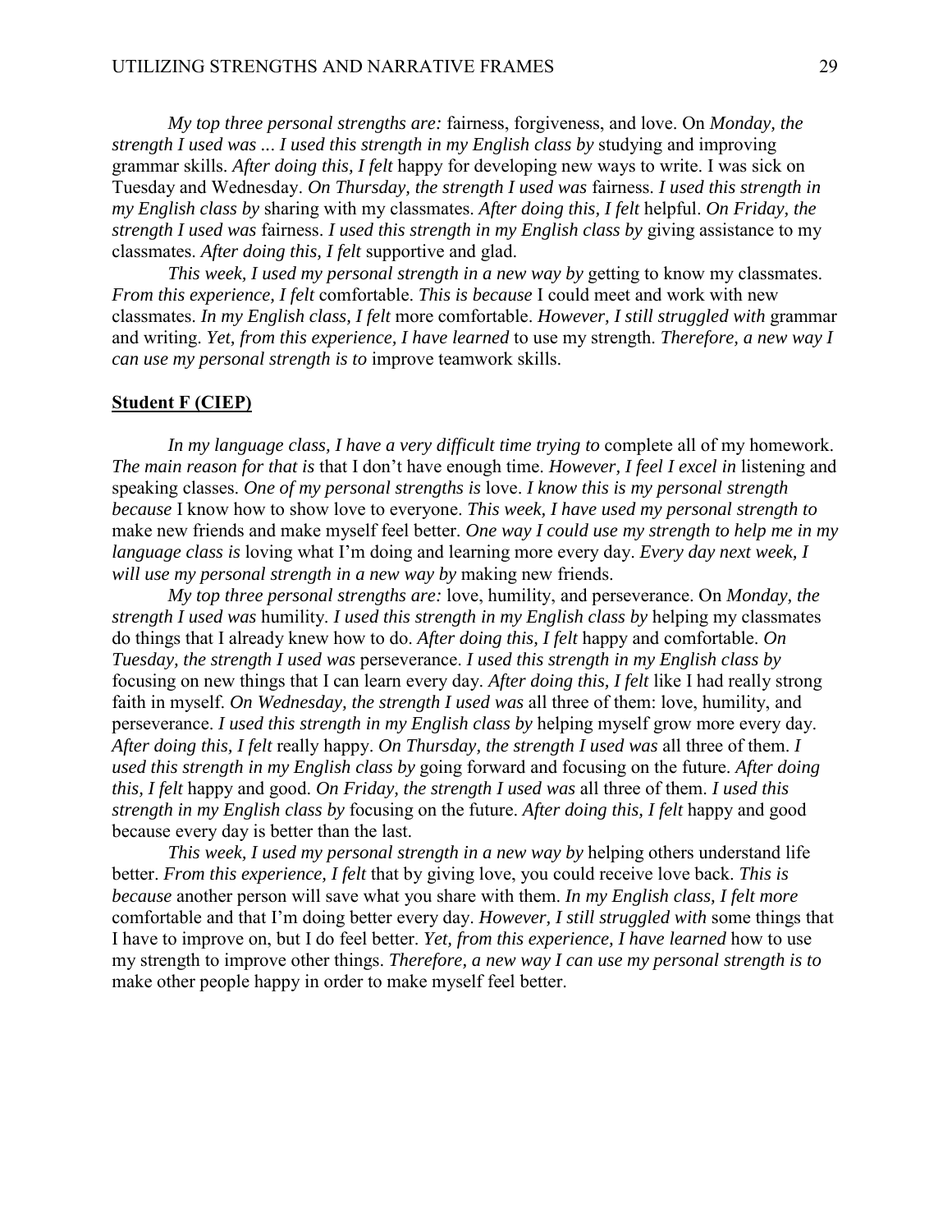*My top three personal strengths are:* fairness, forgiveness, and love. On *Monday, the strength I used was* ... *I used this strength in my English class by* studying and improving grammar skills. *After doing this, I felt* happy for developing new ways to write. I was sick on Tuesday and Wednesday. *On Thursday, the strength I used was* fairness. *I used this strength in my English class by* sharing with my classmates. *After doing this, I felt* helpful. *On Friday, the strength I used was* fairness. *I used this strength in my English class by* giving assistance to my classmates. *After doing this, I felt* supportive and glad.

*This week, I used my personal strength in a new way by* getting to know my classmates. *From this experience, I felt* comfortable. *This is because* I could meet and work with new classmates. *In my English class, I felt* more comfortable. *However, I still struggled with* grammar and writing. *Yet, from this experience, I have learned* to use my strength. *Therefore, a new way I can use my personal strength is to* improve teamwork skills.

**Student F (CIEP)**

*In my language class, I have a very difficult time trying to* complete all of my homework. *The main reason for that is* that I don't have enough time. *However, I feel I excel in* listening and speaking classes. *One of my personal strengths is* love. *I know this is my personal strength because* I know how to show love to everyone. *This week, I have used my personal strength to* make new friends and make myself feel better. *One way I could use my strength to help me in my language class is* loving what I'm doing and learning more every day. *Every day next week, I will use my personal strength in a new way by* making new friends.

*My top three personal strengths are:* love, humility, and perseverance. On *Monday, the strength I used was* humility. *I used this strength in my English class by* helping my classmates do things that I already knew how to do. *After doing this, I felt* happy and comfortable. *On Tuesday, the strength I used was* perseverance. *I used this strength in my English class by* focusing on new things that I can learn every day. *After doing this, I felt* like I had really strong faith in myself. *On Wednesday, the strength I used was* all three of them: love, humility, and perseverance. *I used this strength in my English class by* helping myself grow more every day. *After doing this, I felt* really happy. *On Thursday, the strength I used was* all three of them. *I used this strength in my English class by* going forward and focusing on the future. *After doing this, I felt* happy and good. *On Friday, the strength I used was* all three of them. *I used this strength in my English class by* focusing on the future. *After doing this, I felt* happy and good because every day is better than the last.

*This week, I used my personal strength in a new way by* helping others understand life better. *From this experience, I felt* that by giving love, you could receive love back. *This is because* another person will save what you share with them. *In my English class, I felt more* comfortable and that I'm doing better every day. *However, I still struggled with* some things that I have to improve on, but I do feel better. *Yet, from this experience, I have learned* how to use my strength to improve other things. *Therefore, a new way I can use my personal strength is to* make other people happy in order to make myself feel better.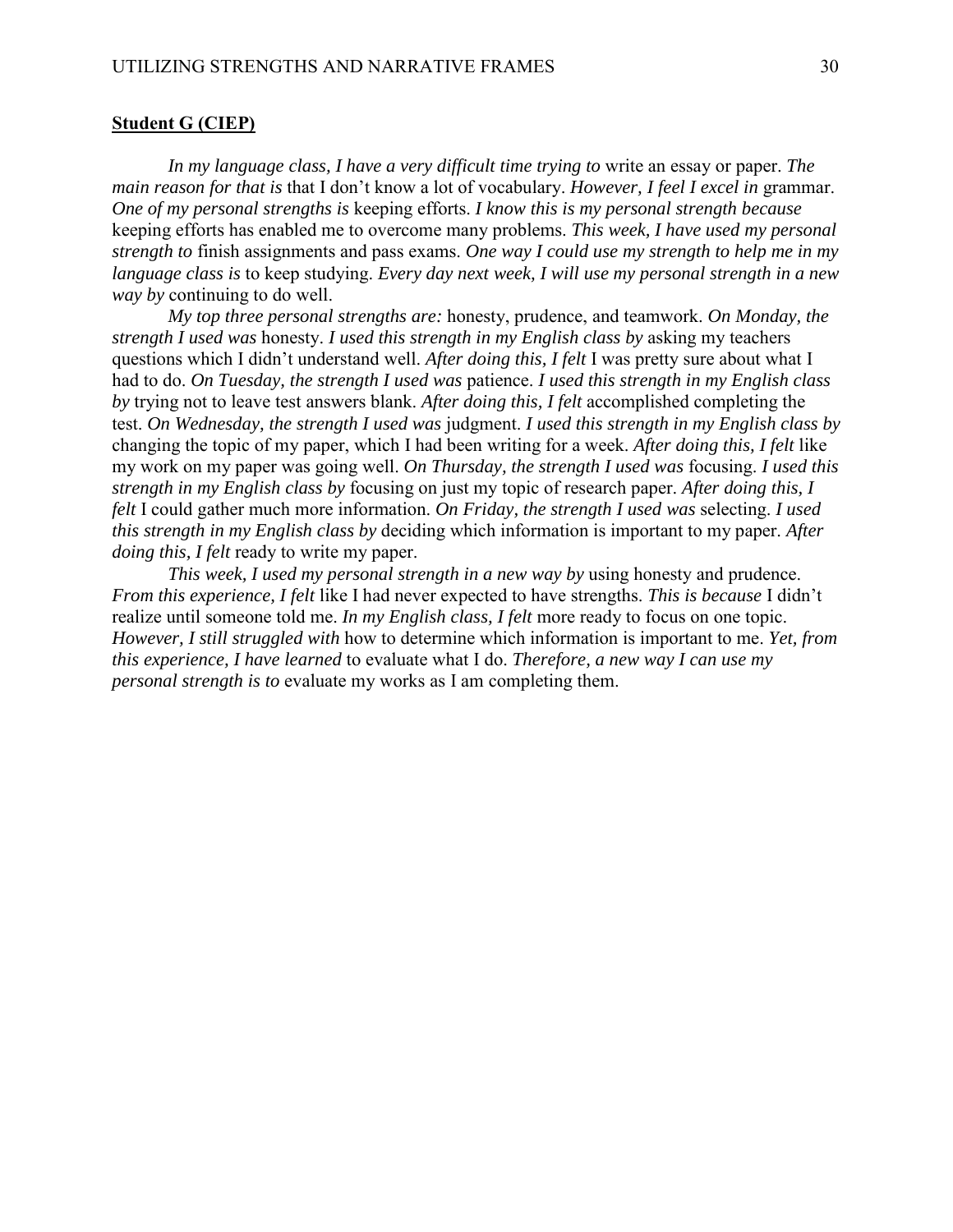**Student G (CIEP)**

*In my language class, I have a very difficult time trying to* write an essay or paper. *The main reason for that is* that I don't know a lot of vocabulary. *However, I feel I excel in* grammar. *One of my personal strengths is* keeping efforts. *I know this is my personal strength because* keeping efforts has enabled me to overcome many problems. *This week, I have used my personal strength to* finish assignments and pass exams. *One way I could use my strength to help me in my language class is* to keep studying. *Every day next week, I will use my personal strength in a new way by* continuing to do well.

*My top three personal strengths are:* honesty, prudence, and teamwork. *On Monday, the strength I used was* honesty. *I used this strength in my English class by* asking my teachers questions which I didn't understand well. *After doing this, I felt* I was pretty sure about what I had to do. *On Tuesday, the strength I used was* patience. *I used this strength in my English class by* trying not to leave test answers blank. *After doing this, I felt* accomplished completing the test. *On Wednesday, the strength I used was* judgment. *I used this strength in my English class by* changing the topic of my paper, which I had been writing for a week. *After doing this, I felt* like my work on my paper was going well. *On Thursday, the strength I used was* focusing. *I used this strength in my English class by* focusing on just my topic of research paper. *After doing this, I felt* I could gather much more information. *On Friday, the strength I used was* selecting. *I used this strength in my English class by* deciding which information is important to my paper. *After doing this, I felt* ready to write my paper.

*This week, I used my personal strength in a new way by* using honesty and prudence. *From this experience, I felt* like I had never expected to have strengths. *This is because* I didn't realize until someone told me. *In my English class, I felt* more ready to focus on one topic. *However, I still struggled with* how to determine which information is important to me. *Yet, from this experience, I have learned* to evaluate what I do. *Therefore, a new way I can use my personal strength is to* evaluate my works as I am completing them.